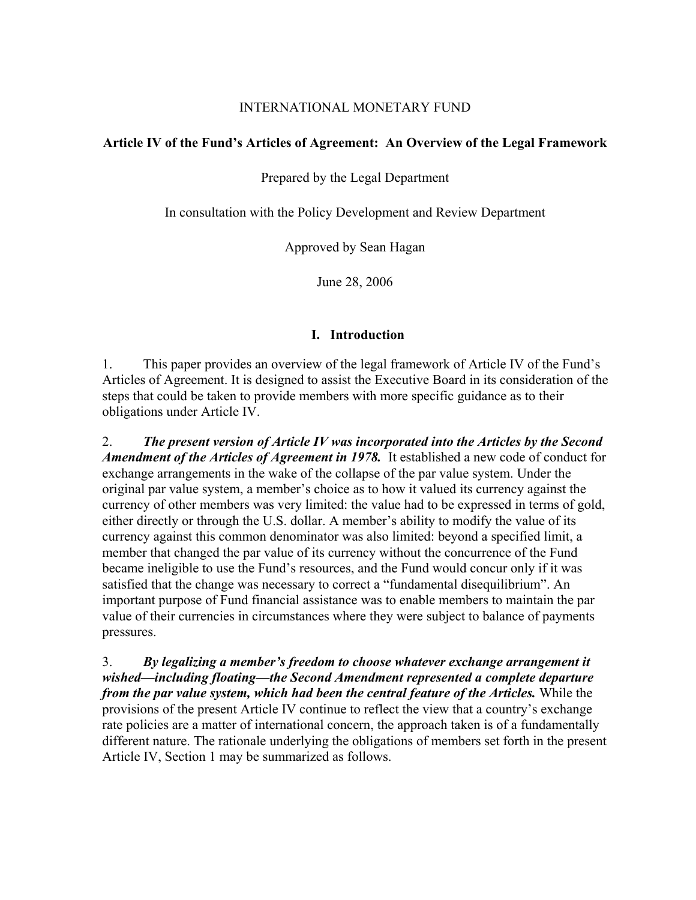INTERNATIONAL MONETARY FUND

# Article IV of the Fund's Articles of Agreement: An Overview of the Legal Framework

Prepared by the Legal Department

In consultation with the Policy Development and Review Department

Approved by Sean Hagan

June 28, 2006

## I. Introduction

1. This paper provides an overview of the legal framework of Article IV of the Fund's Articles of Agreement. It is designed to assist the Executive Board in its consideration of the steps that could be taken to provide members with more specific guidance as to their obligations under Article IV.

2. ***The present version of Article IV was incorporated into the Articles by the Second Amendment of the Articles of Agreement in 1978.*** It established a new code of conduct for exchange arrangements in the wake of the collapse of the par value system. Under the original par value system, a member's choice as to how it valued its currency against the currency of other members was very limited: the value had to be expressed in terms of gold, either directly or through the U.S. dollar. A member's ability to modify the value of its currency against this common denominator was also limited: beyond a specified limit, a member that changed the par value of its currency without the concurrence of the Fund became ineligible to use the Fund's resources, and the Fund would concur only if it was satisfied that the change was necessary to correct a "fundamental disequilibrium". An important purpose of Fund financial assistance was to enable members to maintain the par value of their currencies in circumstances where they were subject to balance of payments pressures.

3. ***By legalizing a member's freedom to choose whatever exchange arrangement it wished—including floating—the Second Amendment represented a complete departure from the par value system, which had been the central feature of the Articles.*** While the provisions of the present Article IV continue to reflect the view that a country's exchange rate policies are a matter of international concern, the approach taken is of a fundamentally different nature. The rationale underlying the obligations of members set forth in the present Article IV, Section 1 may be summarized as follows.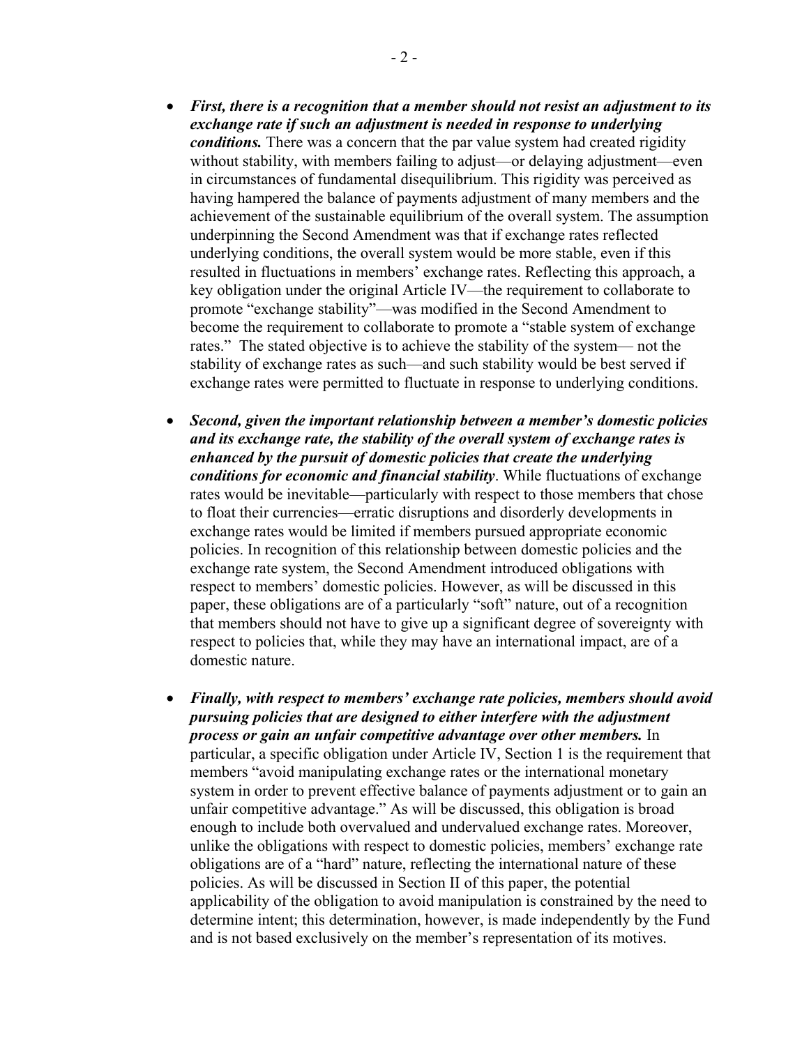- ***First, there is a recognition that a member should not resist an adjustment to its exchange rate if such an adjustment is needed in response to underlying conditions.*** There was a concern that the par value system had created rigidity without stability, with members failing to adjust—or delaying adjustment—even in circumstances of fundamental disequilibrium. This rigidity was perceived as having hampered the balance of payments adjustment of many members and the achievement of the sustainable equilibrium of the overall system. The assumption underpinning the Second Amendment was that if exchange rates reflected underlying conditions, the overall system would be more stable, even if this resulted in fluctuations in members' exchange rates. Reflecting this approach, a key obligation under the original Article IV—the requirement to collaborate to promote "exchange stability"—was modified in the Second Amendment to become the requirement to collaborate to promote a "stable system of exchange rates." The stated objective is to achieve the stability of the system— not the stability of exchange rates as such—and such stability would be best served if exchange rates were permitted to fluctuate in response to underlying conditions.

- ***Second, given the important relationship between a member's domestic policies and its exchange rate, the stability of the overall system of exchange rates is enhanced by the pursuit of domestic policies that create the underlying conditions for economic and financial stability***. While fluctuations of exchange rates would be inevitable—particularly with respect to those members that chose to float their currencies—erratic disruptions and disorderly developments in exchange rates would be limited if members pursued appropriate economic policies. In recognition of this relationship between domestic policies and the exchange rate system, the Second Amendment introduced obligations with respect to members' domestic policies. However, as will be discussed in this paper, these obligations are of a particularly "soft" nature, out of a recognition that members should not have to give up a significant degree of sovereignty with respect to policies that, while they may have an international impact, are of a domestic nature.

- ***Finally, with respect to members' exchange rate policies, members should avoid pursuing policies that are designed to either interfere with the adjustment process or gain an unfair competitive advantage over other members.*** In particular, a specific obligation under Article IV, Section 1 is the requirement that members "avoid manipulating exchange rates or the international monetary system in order to prevent effective balance of payments adjustment or to gain an unfair competitive advantage." As will be discussed, this obligation is broad enough to include both overvalued and undervalued exchange rates. Moreover, unlike the obligations with respect to domestic policies, members' exchange rate obligations are of a "hard" nature, reflecting the international nature of these policies. As will be discussed in Section II of this paper, the potential applicability of the obligation to avoid manipulation is constrained by the need to determine intent; this determination, however, is made independently by the Fund and is not based exclusively on the member's representation of its motives.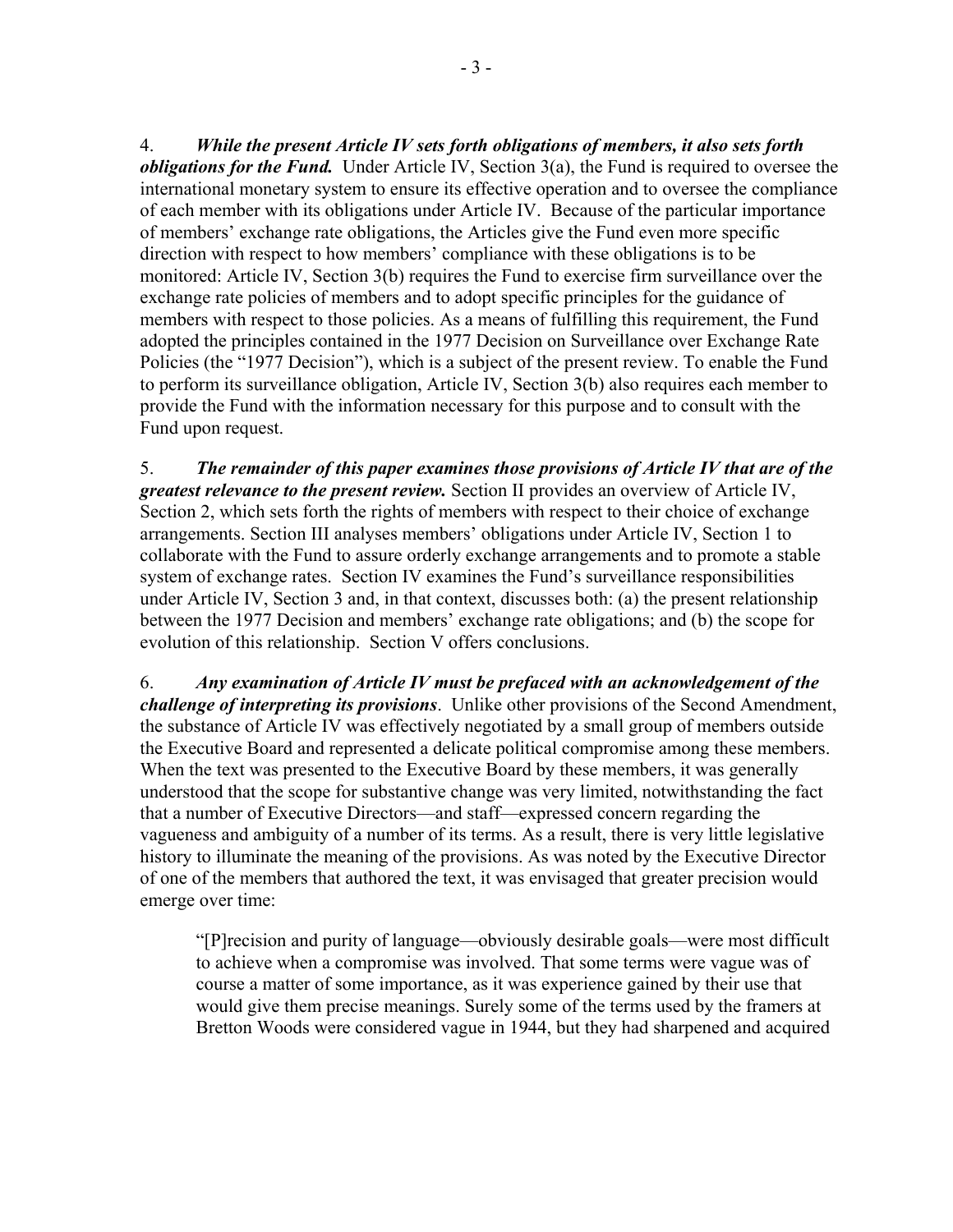4. ***While the present Article IV sets forth obligations of members, it also sets forth obligations for the Fund.*** Under Article IV, Section 3(a), the Fund is required to oversee the international monetary system to ensure its effective operation and to oversee the compliance of each member with its obligations under Article IV. Because of the particular importance of members' exchange rate obligations, the Articles give the Fund even more specific direction with respect to how members' compliance with these obligations is to be monitored: Article IV, Section 3(b) requires the Fund to exercise firm surveillance over the exchange rate policies of members and to adopt specific principles for the guidance of members with respect to those policies. As a means of fulfilling this requirement, the Fund adopted the principles contained in the 1977 Decision on Surveillance over Exchange Rate Policies (the "1977 Decision"), which is a subject of the present review. To enable the Fund to perform its surveillance obligation, Article IV, Section 3(b) also requires each member to provide the Fund with the information necessary for this purpose and to consult with the Fund upon request.

5. ***The remainder of this paper examines those provisions of Article IV that are of the greatest relevance to the present review.*** Section II provides an overview of Article IV, Section 2, which sets forth the rights of members with respect to their choice of exchange arrangements. Section III analyses members' obligations under Article IV, Section 1 to collaborate with the Fund to assure orderly exchange arrangements and to promote a stable system of exchange rates. Section IV examines the Fund's surveillance responsibilities under Article IV, Section 3 and, in that context, discusses both: (a) the present relationship between the 1977 Decision and members' exchange rate obligations; and (b) the scope for evolution of this relationship. Section V offers conclusions.

6. ***Any examination of Article IV must be prefaced with an acknowledgement of the challenge of interpreting its provisions***. Unlike other provisions of the Second Amendment, the substance of Article IV was effectively negotiated by a small group of members outside the Executive Board and represented a delicate political compromise among these members. When the text was presented to the Executive Board by these members, it was generally understood that the scope for substantive change was very limited, notwithstanding the fact that a number of Executive Directors—and staff—expressed concern regarding the vagueness and ambiguity of a number of its terms. As a result, there is very little legislative history to illuminate the meaning of the provisions. As was noted by the Executive Director of one of the members that authored the text, it was envisaged that greater precision would emerge over time:

> "[P]recision and purity of language—obviously desirable goals—were most difficult to achieve when a compromise was involved. That some terms were vague was of course a matter of some importance, as it was experience gained by their use that would give them precise meanings. Surely some of the terms used by the framers at Bretton Woods were considered vague in 1944, but they had sharpened and acquired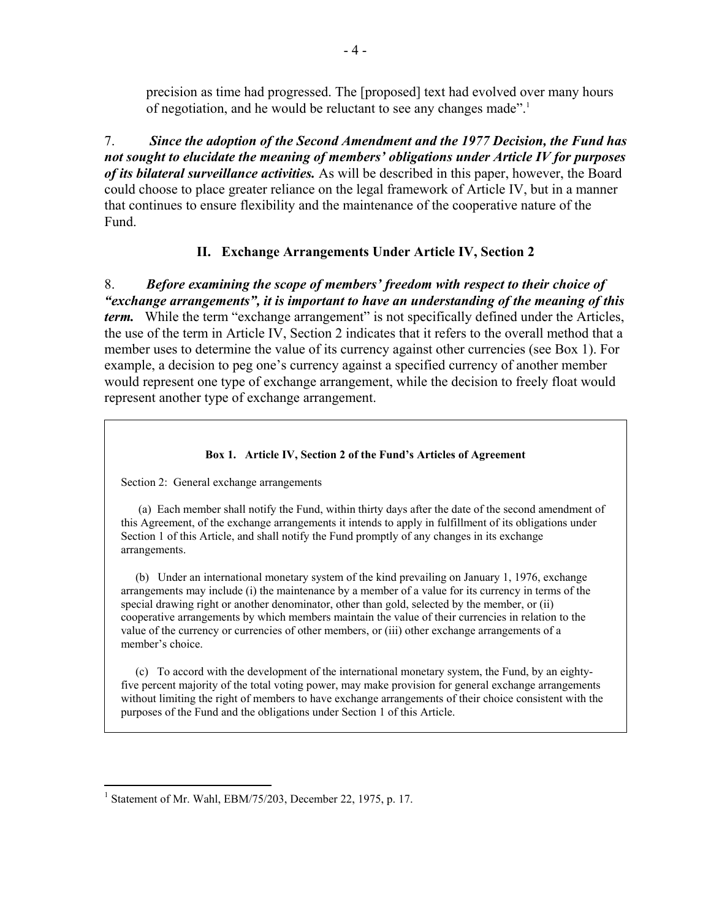precision as time had progressed. The [proposed] text had evolved over many hours of negotiation, and he would be reluctant to see any changes made".[1]

7. ***Since the adoption of the Second Amendment and the 1977 Decision, the Fund has not sought to elucidate the meaning of members' obligations under Article IV for purposes of its bilateral surveillance activities.*** As will be described in this paper, however, the Board could choose to place greater reliance on the legal framework of Article IV, but in a manner that continues to ensure flexibility and the maintenance of the cooperative nature of the Fund.

## II. Exchange Arrangements Under Article IV, Section 2

8. ***Before examining the scope of members' freedom with respect to their choice of "exchange arrangements", it is important to have an understanding of the meaning of this term.*** While the term "exchange arrangement" is not specifically defined under the Articles, the use of the term in Article IV, Section 2 indicates that it refers to the overall method that a member uses to determine the value of its currency against other currencies (see Box 1). For example, a decision to peg one's currency against a specified currency of another member would represent one type of exchange arrangement, while the decision to freely float would represent another type of exchange arrangement.

**Box 1. Article IV, Section 2 of the Fund's Articles of Agreement**

Section 2: General exchange arrangements

(a) Each member shall notify the Fund, within thirty days after the date of the second amendment of this Agreement, of the exchange arrangements it intends to apply in fulfillment of its obligations under Section 1 of this Article, and shall notify the Fund promptly of any changes in its exchange arrangements.

(b) Under an international monetary system of the kind prevailing on January 1, 1976, exchange arrangements may include (i) the maintenance by a member of a value for its currency in terms of the special drawing right or another denominator, other than gold, selected by the member, or (ii) cooperative arrangements by which members maintain the value of their currencies in relation to the value of the currency or currencies of other members, or (iii) other exchange arrangements of a member's choice.

(c) To accord with the development of the international monetary system, the Fund, by an eighty-five percent majority of the total voting power, may make provision for general exchange arrangements without limiting the right of members to have exchange arrangements of their choice consistent with the purposes of the Fund and the obligations under Section 1 of this Article.

---

[1] Statement of Mr. Wahl, EBM/75/203, December 22, 1975, p. 17.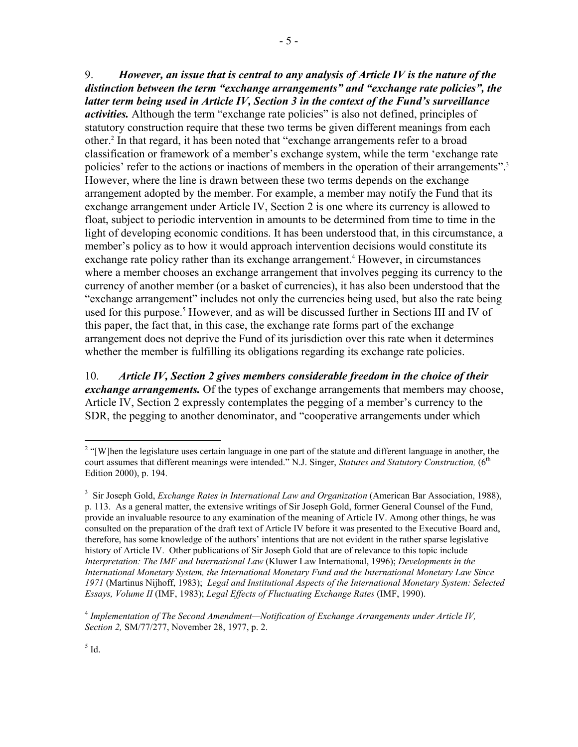9. ***However, an issue that is central to any analysis of Article IV is the nature of the distinction between the term "exchange arrangements" and "exchange rate policies", the latter term being used in Article IV, Section 3 in the context of the Fund's surveillance activities.*** Although the term "exchange rate policies" is also not defined, principles of statutory construction require that these two terms be given different meanings from each other.[2] In that regard, it has been noted that "exchange arrangements refer to a broad classification or framework of a member's exchange system, while the term 'exchange rate policies' refer to the actions or inactions of members in the operation of their arrangements".[3] However, where the line is drawn between these two terms depends on the exchange arrangement adopted by the member. For example, a member may notify the Fund that its exchange arrangement under Article IV, Section 2 is one where its currency is allowed to float, subject to periodic intervention in amounts to be determined from time to time in the light of developing economic conditions. It has been understood that, in this circumstance, a member's policy as to how it would approach intervention decisions would constitute its exchange rate policy rather than its exchange arrangement.[4] However, in circumstances where a member chooses an exchange arrangement that involves pegging its currency to the currency of another member (or a basket of currencies), it has also been understood that the "exchange arrangement" includes not only the currencies being used, but also the rate being used for this purpose.[5] However, and as will be discussed further in Sections III and IV of this paper, the fact that, in this case, the exchange rate forms part of the exchange arrangement does not deprive the Fund of its jurisdiction over this rate when it determines whether the member is fulfilling its obligations regarding its exchange rate policies.

10. ***Article IV, Section 2 gives members considerable freedom in the choice of their exchange arrangements.*** Of the types of exchange arrangements that members may choose, Article IV, Section 2 expressly contemplates the pegging of a member's currency to the SDR, the pegging to another denominator, and "cooperative arrangements under which

---

[2] "[W]hen the legislature uses certain language in one part of the statute and different language in another, the court assumes that different meanings were intended." N.J. Singer, *Statutes and Statutory Construction,* (6th Edition 2000), p. 194.

[3] Sir Joseph Gold, *Exchange Rates in International Law and Organization* (American Bar Association, 1988), p. 113. As a general matter, the extensive writings of Sir Joseph Gold, former General Counsel of the Fund, provide an invaluable resource to any examination of the meaning of Article IV. Among other things, he was consulted on the preparation of the draft text of Article IV before it was presented to the Executive Board and, therefore, has some knowledge of the authors' intentions that are not evident in the rather sparse legislative history of Article IV. Other publications of Sir Joseph Gold that are of relevance to this topic include *Interpretation: The IMF and International Law* (Kluwer Law International, 1996); *Developments in the International Monetary System, the International Monetary Fund and the International Monetary Law Since 1971* (Martinus Nijhoff, 1983); *Legal and Institutional Aspects of the International Monetary System: Selected Essays, Volume II* (IMF, 1983); *Legal Effects of Fluctuating Exchange Rates* (IMF, 1990).

[4] *Implementation of The Second Amendment—Notification of Exchange Arrangements under Article IV, Section 2,* SM/77/277, November 28, 1977, p. 2.

[5] Id.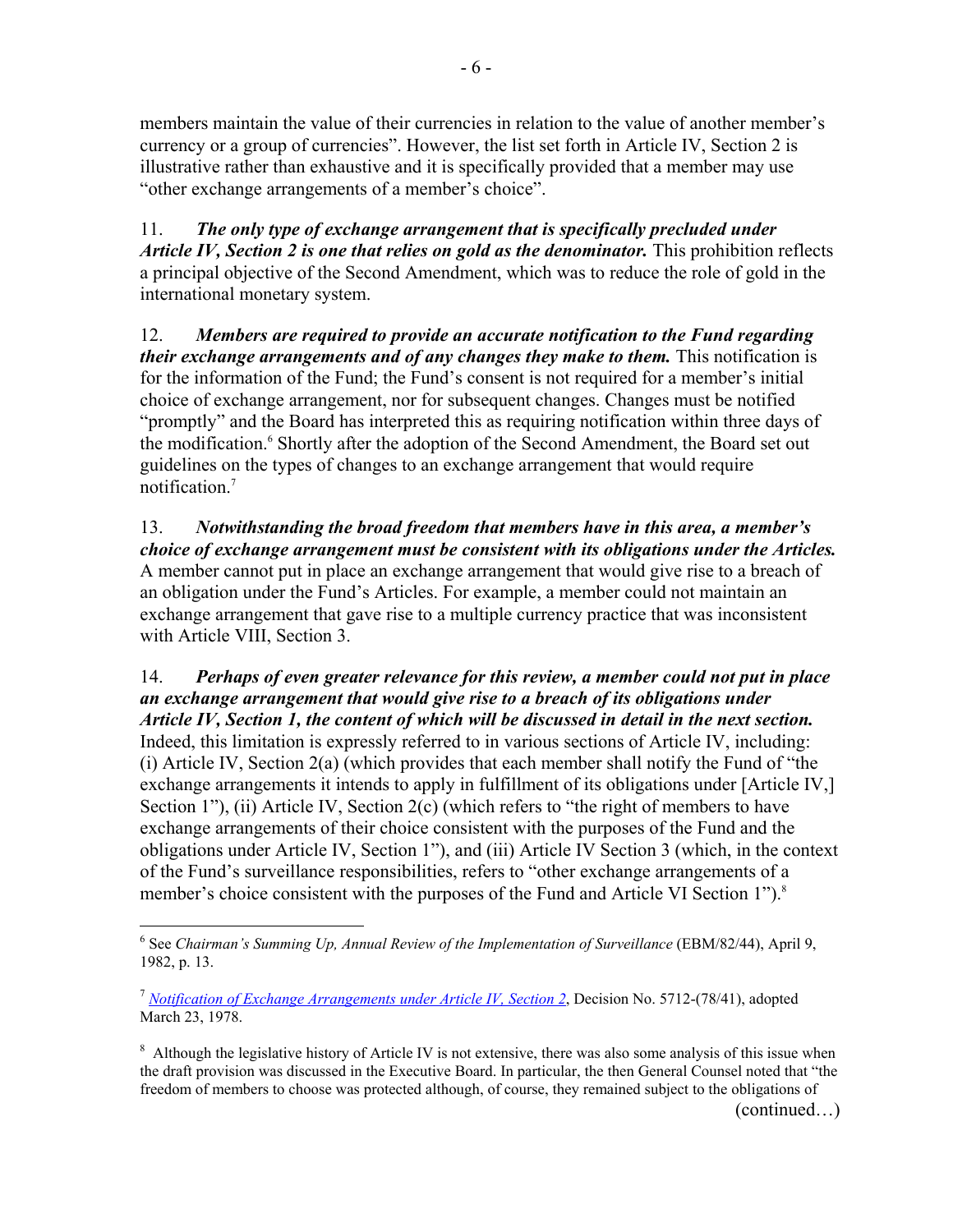members maintain the value of their currencies in relation to the value of another member's currency or a group of currencies". However, the list set forth in Article IV, Section 2 is illustrative rather than exhaustive and it is specifically provided that a member may use "other exchange arrangements of a member's choice".

11. ***The only type of exchange arrangement that is specifically precluded under Article IV, Section 2 is one that relies on gold as the denominator.*** This prohibition reflects a principal objective of the Second Amendment, which was to reduce the role of gold in the international monetary system.

12. ***Members are required to provide an accurate notification to the Fund regarding their exchange arrangements and of any changes they make to them.*** This notification is for the information of the Fund; the Fund's consent is not required for a member's initial choice of exchange arrangement, nor for subsequent changes. Changes must be notified "promptly" and the Board has interpreted this as requiring notification within three days of the modification.[6] Shortly after the adoption of the Second Amendment, the Board set out guidelines on the types of changes to an exchange arrangement that would require notification.[7]

13. ***Notwithstanding the broad freedom that members have in this area, a member's choice of exchange arrangement must be consistent with its obligations under the Articles.*** A member cannot put in place an exchange arrangement that would give rise to a breach of an obligation under the Fund's Articles. For example, a member could not maintain an exchange arrangement that gave rise to a multiple currency practice that was inconsistent with Article VIII, Section 3.

14. ***Perhaps of even greater relevance for this review, a member could not put in place an exchange arrangement that would give rise to a breach of its obligations under Article IV, Section 1, the content of which will be discussed in detail in the next section.*** Indeed, this limitation is expressly referred to in various sections of Article IV, including: (i) Article IV, Section 2(a) (which provides that each member shall notify the Fund of "the exchange arrangements it intends to apply in fulfillment of its obligations under [Article IV,] Section 1"), (ii) Article IV, Section 2(c) (which refers to "the right of members to have exchange arrangements of their choice consistent with the purposes of the Fund and the obligations under Article IV, Section 1"), and (iii) Article IV Section 3 (which, in the context of the Fund's surveillance responsibilities, refers to "other exchange arrangements of a member's choice consistent with the purposes of the Fund and Article VI Section 1").[8]

---

[6] See *Chairman's Summing Up, Annual Review of the Implementation of Surveillance* (EBM/82/44), April 9, 1982, p. 13.

[7] *Notification of Exchange Arrangements under Article IV, Section 2*, Decision No. 5712-(78/41), adopted March 23, 1978.

[8] Although the legislative history of Article IV is not extensive, there was also some analysis of this issue when the draft provision was discussed in the Executive Board. In particular, the then General Counsel noted that "the freedom of members to choose was protected although, of course, they remained subject to the obligations of

(continued…)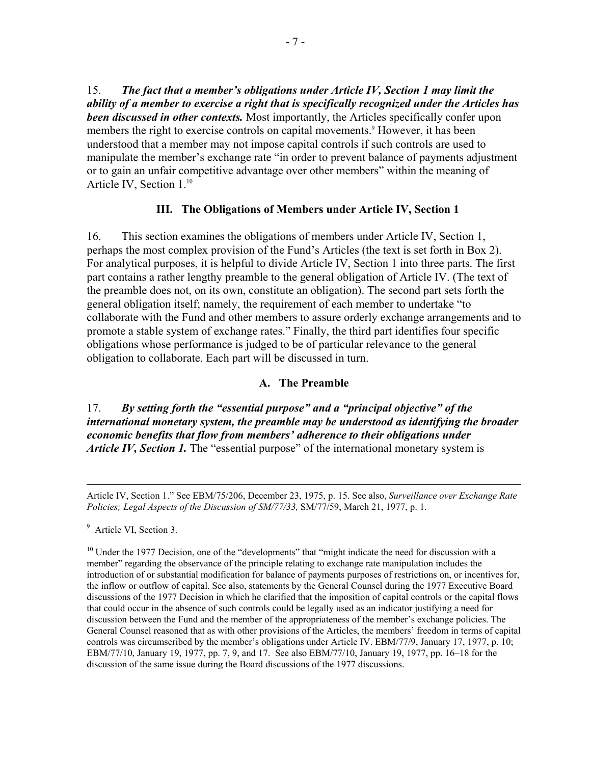15. ***The fact that a member's obligations under Article IV, Section 1 may limit the ability of a member to exercise a right that is specifically recognized under the Articles has been discussed in other contexts.*** Most importantly, the Articles specifically confer upon members the right to exercise controls on capital movements.[9] However, it has been understood that a member may not impose capital controls if such controls are used to manipulate the member's exchange rate "in order to prevent balance of payments adjustment or to gain an unfair competitive advantage over other members" within the meaning of Article IV, Section 1.[10]

## III. The Obligations of Members under Article IV, Section 1

16. This section examines the obligations of members under Article IV, Section 1, perhaps the most complex provision of the Fund's Articles (the text is set forth in Box 2). For analytical purposes, it is helpful to divide Article IV, Section 1 into three parts. The first part contains a rather lengthy preamble to the general obligation of Article IV. (The text of the preamble does not, on its own, constitute an obligation). The second part sets forth the general obligation itself; namely, the requirement of each member to undertake "to collaborate with the Fund and other members to assure orderly exchange arrangements and to promote a stable system of exchange rates." Finally, the third part identifies four specific obligations whose performance is judged to be of particular relevance to the general obligation to collaborate. Each part will be discussed in turn.

### A. The Preamble

17. ***By setting forth the "essential purpose" and a "principal objective" of the international monetary system, the preamble may be understood as identifying the broader economic benefits that flow from members' adherence to their obligations under Article IV, Section 1.*** The "essential purpose" of the international monetary system is

---

Article IV, Section 1." See EBM/75/206, December 23, 1975, p. 15. See also, *Surveillance over Exchange Rate Policies; Legal Aspects of the Discussion of SM/77/33,* SM/77/59, March 21, 1977, p. 1.

[9] Article VI, Section 3.

[10] Under the 1977 Decision, one of the "developments" that "might indicate the need for discussion with a member" regarding the observance of the principle relating to exchange rate manipulation includes the introduction of or substantial modification for balance of payments purposes of restrictions on, or incentives for, the inflow or outflow of capital. See also, statements by the General Counsel during the 1977 Executive Board discussions of the 1977 Decision in which he clarified that the imposition of capital controls or the capital flows that could occur in the absence of such controls could be legally used as an indicator justifying a need for discussion between the Fund and the member of the appropriateness of the member's exchange policies. The General Counsel reasoned that as with other provisions of the Articles, the members' freedom in terms of capital controls was circumscribed by the member's obligations under Article IV. EBM/77/9, January 17, 1977, p. 10; EBM/77/10, January 19, 1977, pp. 7, 9, and 17. See also EBM/77/10, January 19, 1977, pp. 16–18 for the discussion of the same issue during the Board discussions of the 1977 discussions.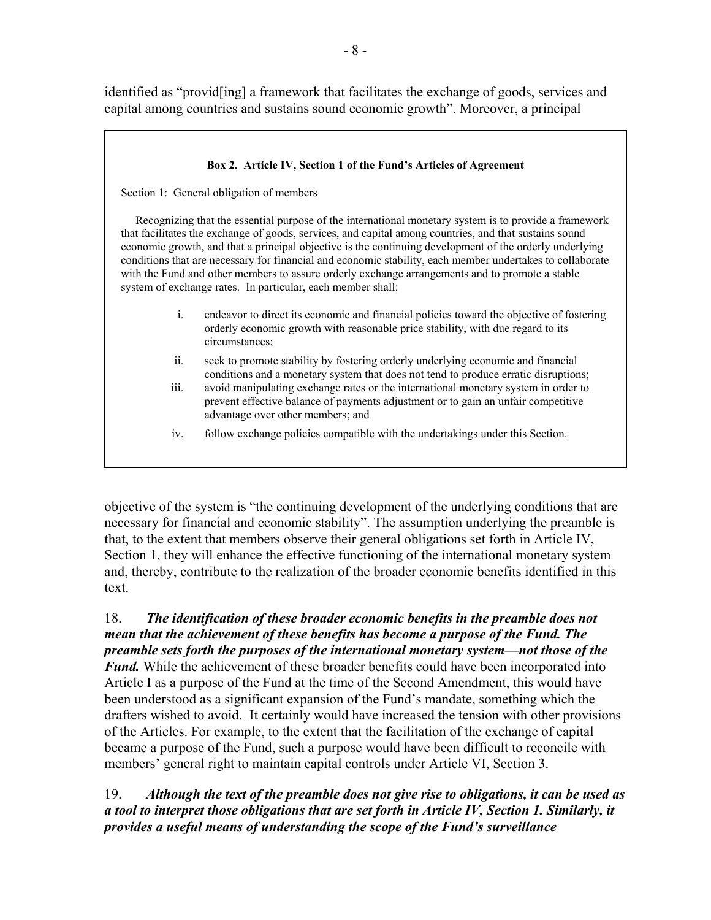identified as "provid[ing] a framework that facilitates the exchange of goods, services and capital among countries and sustains sound economic growth". Moreover, a principal

> **Box 2. Article IV, Section 1 of the Fund's Articles of Agreement**
>
> Section 1: General obligation of members
>
> Recognizing that the essential purpose of the international monetary system is to provide a framework that facilitates the exchange of goods, services, and capital among countries, and that sustains sound economic growth, and that a principal objective is the continuing development of the orderly underlying conditions that are necessary for financial and economic stability, each member undertakes to collaborate with the Fund and other members to assure orderly exchange arrangements and to promote a stable system of exchange rates. In particular, each member shall:
>
> i. endeavor to direct its economic and financial policies toward the objective of fostering orderly economic growth with reasonable price stability, with due regard to its circumstances;
>
> ii. seek to promote stability by fostering orderly underlying economic and financial conditions and a monetary system that does not tend to produce erratic disruptions;
>
> iii. avoid manipulating exchange rates or the international monetary system in order to prevent effective balance of payments adjustment or to gain an unfair competitive advantage over other members; and
>
> iv. follow exchange policies compatible with the undertakings under this Section.

objective of the system is "the continuing development of the underlying conditions that are necessary for financial and economic stability". The assumption underlying the preamble is that, to the extent that members observe their general obligations set forth in Article IV, Section 1, they will enhance the effective functioning of the international monetary system and, thereby, contribute to the realization of the broader economic benefits identified in this text.

18. ***The identification of these broader economic benefits in the preamble does not mean that the achievement of these benefits has become a purpose of the Fund. The preamble sets forth the purposes of the international monetary system—not those of the Fund.*** While the achievement of these broader benefits could have been incorporated into Article I as a purpose of the Fund at the time of the Second Amendment, this would have been understood as a significant expansion of the Fund's mandate, something which the drafters wished to avoid. It certainly would have increased the tension with other provisions of the Articles. For example, to the extent that the facilitation of the exchange of capital became a purpose of the Fund, such a purpose would have been difficult to reconcile with members' general right to maintain capital controls under Article VI, Section 3.

19. ***Although the text of the preamble does not give rise to obligations, it can be used as a tool to interpret those obligations that are set forth in Article IV, Section 1. Similarly, it provides a useful means of understanding the scope of the Fund's surveillance***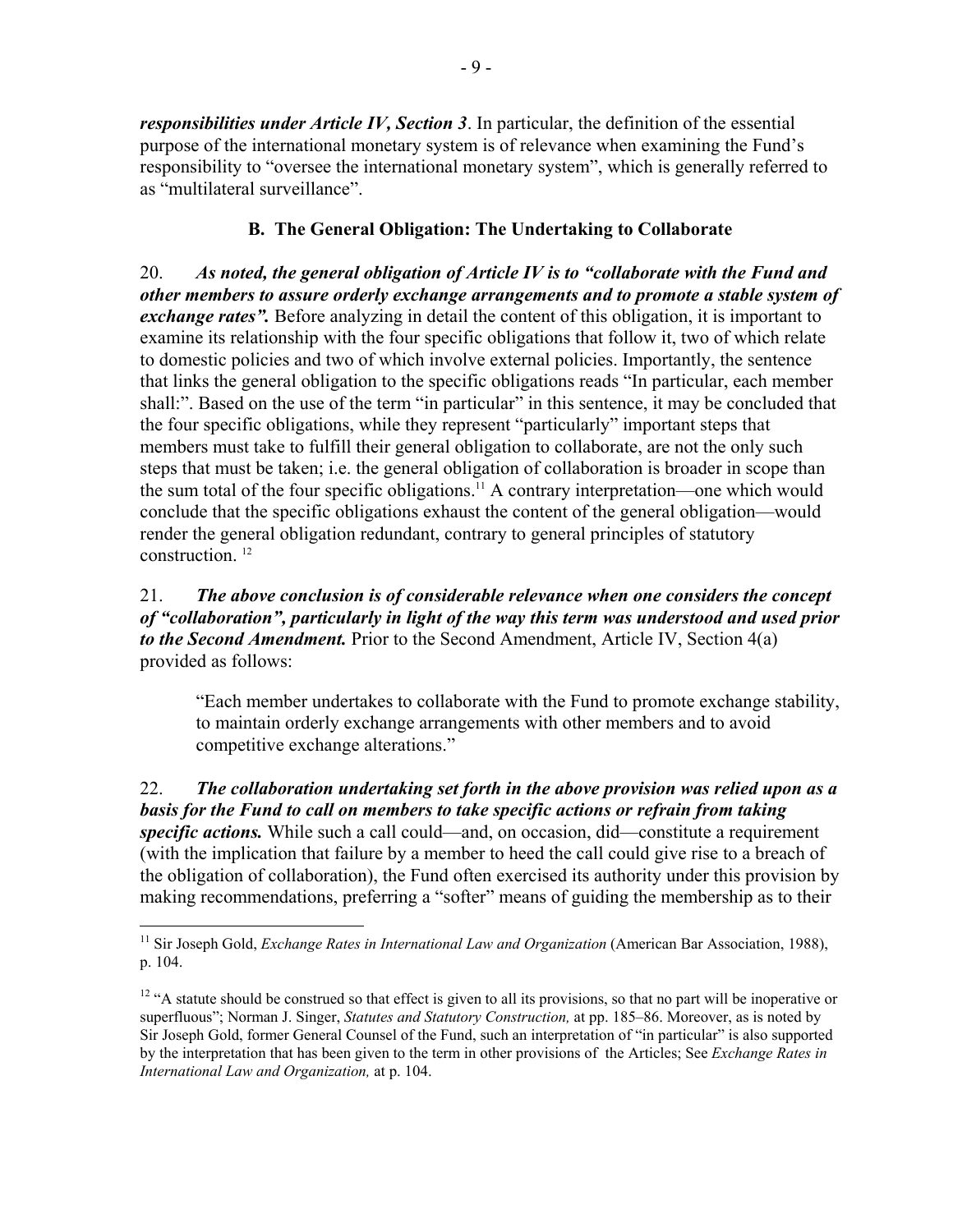***responsibilities under Article IV, Section 3***. In particular, the definition of the essential purpose of the international monetary system is of relevance when examining the Fund's responsibility to "oversee the international monetary system", which is generally referred to as "multilateral surveillance".

## B. The General Obligation: The Undertaking to Collaborate

20. ***As noted, the general obligation of Article IV is to "collaborate with the Fund and other members to assure orderly exchange arrangements and to promote a stable system of exchange rates".*** Before analyzing in detail the content of this obligation, it is important to examine its relationship with the four specific obligations that follow it, two of which relate to domestic policies and two of which involve external policies. Importantly, the sentence that links the general obligation to the specific obligations reads "In particular, each member shall:". Based on the use of the term "in particular" in this sentence, it may be concluded that the four specific obligations, while they represent "particularly" important steps that members must take to fulfill their general obligation to collaborate, are not the only such steps that must be taken; i.e. the general obligation of collaboration is broader in scope than the sum total of the four specific obligations.[11] A contrary interpretation—one which would conclude that the specific obligations exhaust the content of the general obligation—would render the general obligation redundant, contrary to general principles of statutory construction. [12]

21. ***The above conclusion is of considerable relevance when one considers the concept of "collaboration", particularly in light of the way this term was understood and used prior to the Second Amendment.*** Prior to the Second Amendment, Article IV, Section 4(a) provided as follows:

> "Each member undertakes to collaborate with the Fund to promote exchange stability, to maintain orderly exchange arrangements with other members and to avoid competitive exchange alterations."

22. ***The collaboration undertaking set forth in the above provision was relied upon as a basis for the Fund to call on members to take specific actions or refrain from taking specific actions.*** While such a call could—and, on occasion, did—constitute a requirement (with the implication that failure by a member to heed the call could give rise to a breach of the obligation of collaboration), the Fund often exercised its authority under this provision by making recommendations, preferring a "softer" means of guiding the membership as to their

---

[11] Sir Joseph Gold, *Exchange Rates in International Law and Organization* (American Bar Association, 1988), p. 104.

[12] "A statute should be construed so that effect is given to all its provisions, so that no part will be inoperative or superfluous"; Norman J. Singer, *Statutes and Statutory Construction,* at pp. 185–86. Moreover, as is noted by Sir Joseph Gold, former General Counsel of the Fund, such an interpretation of "in particular" is also supported by the interpretation that has been given to the term in other provisions of the Articles; See *Exchange Rates in International Law and Organization,* at p. 104.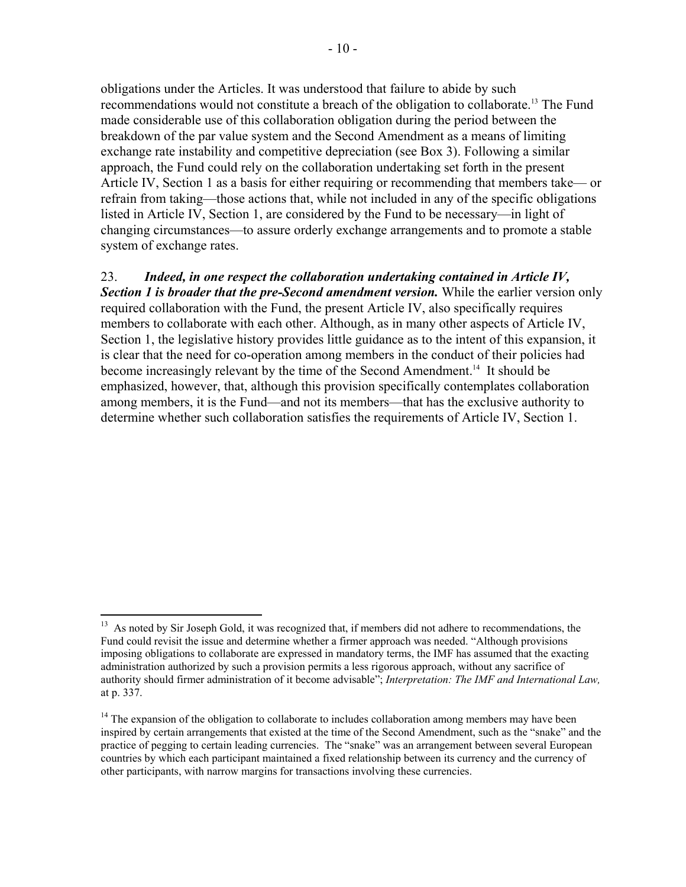obligations under the Articles. It was understood that failure to abide by such recommendations would not constitute a breach of the obligation to collaborate.[13] The Fund made considerable use of this collaboration obligation during the period between the breakdown of the par value system and the Second Amendment as a means of limiting exchange rate instability and competitive depreciation (see Box 3). Following a similar approach, the Fund could rely on the collaboration undertaking set forth in the present Article IV, Section 1 as a basis for either requiring or recommending that members take— or refrain from taking—those actions that, while not included in any of the specific obligations listed in Article IV, Section 1, are considered by the Fund to be necessary—in light of changing circumstances—to assure orderly exchange arrangements and to promote a stable system of exchange rates.

23. ***Indeed, in one respect the collaboration undertaking contained in Article IV, Section 1 is broader that the pre-Second amendment version.*** While the earlier version only required collaboration with the Fund, the present Article IV, also specifically requires members to collaborate with each other. Although, as in many other aspects of Article IV, Section 1, the legislative history provides little guidance as to the intent of this expansion, it is clear that the need for co-operation among members in the conduct of their policies had become increasingly relevant by the time of the Second Amendment.[14] It should be emphasized, however, that, although this provision specifically contemplates collaboration among members, it is the Fund—and not its members—that has the exclusive authority to determine whether such collaboration satisfies the requirements of Article IV, Section 1.

---

[13] As noted by Sir Joseph Gold, it was recognized that, if members did not adhere to recommendations, the Fund could revisit the issue and determine whether a firmer approach was needed. "Although provisions imposing obligations to collaborate are expressed in mandatory terms, the IMF has assumed that the exacting administration authorized by such a provision permits a less rigorous approach, without any sacrifice of authority should firmer administration of it become advisable"; *Interpretation: The IMF and International Law,* at p. 337.

[14] The expansion of the obligation to collaborate to includes collaboration among members may have been inspired by certain arrangements that existed at the time of the Second Amendment, such as the "snake" and the practice of pegging to certain leading currencies. The "snake" was an arrangement between several European countries by which each participant maintained a fixed relationship between its currency and the currency of other participants, with narrow margins for transactions involving these currencies.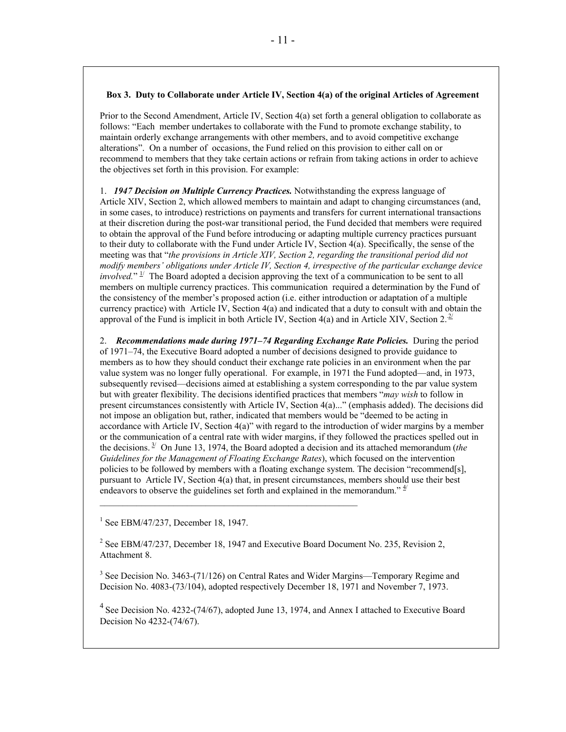**Box 3. Duty to Collaborate under Article IV, Section 4(a) of the original Articles of Agreement**

Prior to the Second Amendment, Article IV, Section 4(a) set forth a general obligation to collaborate as follows: "Each member undertakes to collaborate with the Fund to promote exchange stability, to maintain orderly exchange arrangements with other members, and to avoid competitive exchange alterations". On a number of occasions, the Fund relied on this provision to either call on or recommend to members that they take certain actions or refrain from taking actions in order to achieve the objectives set forth in this provision. For example:

1. ***1947 Decision on Multiple Currency Practices.*** Notwithstanding the express language of Article XIV, Section 2, which allowed members to maintain and adapt to changing circumstances (and, in some cases, to introduce) restrictions on payments and transfers for current international transactions at their discretion during the post-war transitional period, the Fund decided that members were required to obtain the approval of the Fund before introducing or adapting multiple currency practices pursuant to their duty to collaborate with the Fund under Article IV, Section 4(a). Specifically, the sense of the meeting was that "*the provisions in Article XIV, Section 2, regarding the transitional period did not modify members' obligations under Article IV, Section 4, irrespective of the particular exchange device involved.*" [1] The Board adopted a decision approving the text of a communication to be sent to all members on multiple currency practices. This communication required a determination by the Fund of the consistency of the member's proposed action (i.e. either introduction or adaptation of a multiple currency practice) with Article IV, Section 4(a) and indicated that a duty to consult with and obtain the approval of the Fund is implicit in both Article IV, Section 4(a) and in Article XIV, Section 2.[2]

2. ***Recommendations made during 1971–74 Regarding Exchange Rate Policies.*** During the period of 1971–74, the Executive Board adopted a number of decisions designed to provide guidance to members as to how they should conduct their exchange rate policies in an environment when the par value system was no longer fully operational. For example, in 1971 the Fund adopted—and, in 1973, subsequently revised—decisions aimed at establishing a system corresponding to the par value system but with greater flexibility. The decisions identified practices that members "*may wish* to follow in present circumstances consistently with Article IV, Section 4(a)..." (emphasis added). The decisions did not impose an obligation but, rather, indicated that members would be "deemed to be acting in accordance with Article IV, Section 4(a)" with regard to the introduction of wider margins by a member or the communication of a central rate with wider margins, if they followed the practices spelled out in the decisions.[3] On June 13, 1974, the Board adopted a decision and its attached memorandum (*the Guidelines for the Management of Floating Exchange Rates*), which focused on the intervention policies to be followed by members with a floating exchange system. The decision "recommend[s], pursuant to Article IV, Section 4(a) that, in present circumstances, members should use their best endeavors to observe the guidelines set forth and explained in the memorandum." [4]

---

[1] See EBM/47/237, December 18, 1947.

[2] See EBM/47/237, December 18, 1947 and Executive Board Document No. 235, Revision 2, Attachment 8.

[3] See Decision No. 3463-(71/126) on Central Rates and Wider Margins—Temporary Regime and Decision No. 4083-(73/104), adopted respectively December 18, 1971 and November 7, 1973.

[4] See Decision No. 4232-(74/67), adopted June 13, 1974, and Annex I attached to Executive Board Decision No 4232-(74/67).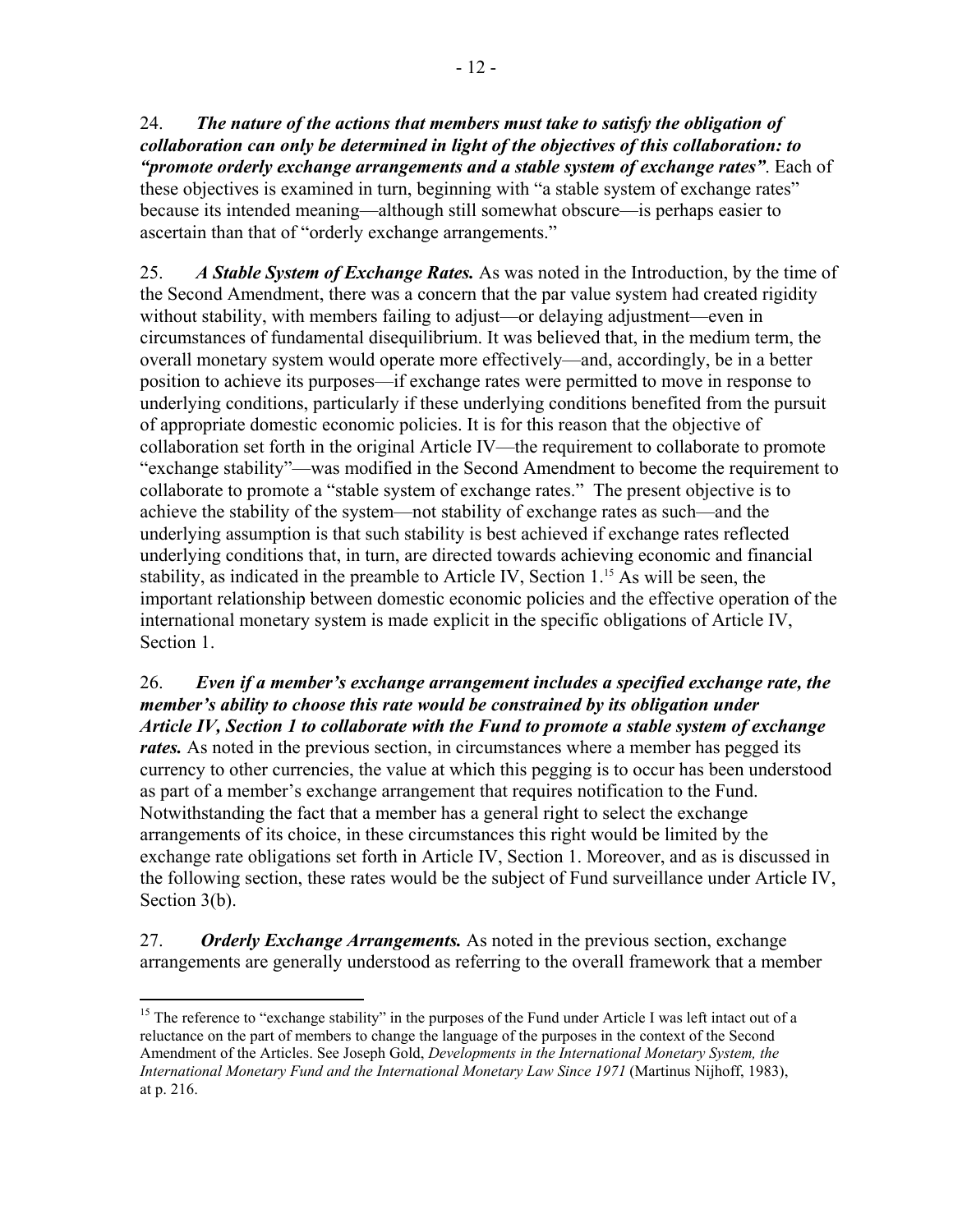24. ***The nature of the actions that members must take to satisfy the obligation of collaboration can only be determined in light of the objectives of this collaboration: to "promote orderly exchange arrangements and a stable system of exchange rates"***. Each of these objectives is examined in turn, beginning with "a stable system of exchange rates" because its intended meaning—although still somewhat obscure—is perhaps easier to ascertain than that of "orderly exchange arrangements."

25. ***A Stable System of Exchange Rates.*** As was noted in the Introduction, by the time of the Second Amendment, there was a concern that the par value system had created rigidity without stability, with members failing to adjust—or delaying adjustment—even in circumstances of fundamental disequilibrium. It was believed that, in the medium term, the overall monetary system would operate more effectively—and, accordingly, be in a better position to achieve its purposes—if exchange rates were permitted to move in response to underlying conditions, particularly if these underlying conditions benefited from the pursuit of appropriate domestic economic policies. It is for this reason that the objective of collaboration set forth in the original Article IV—the requirement to collaborate to promote "exchange stability"—was modified in the Second Amendment to become the requirement to collaborate to promote a "stable system of exchange rates." The present objective is to achieve the stability of the system—not stability of exchange rates as such—and the underlying assumption is that such stability is best achieved if exchange rates reflected underlying conditions that, in turn, are directed towards achieving economic and financial stability, as indicated in the preamble to Article IV, Section 1.[15] As will be seen, the important relationship between domestic economic policies and the effective operation of the international monetary system is made explicit in the specific obligations of Article IV, Section 1.

26. ***Even if a member's exchange arrangement includes a specified exchange rate, the member's ability to choose this rate would be constrained by its obligation under Article IV, Section 1 to collaborate with the Fund to promote a stable system of exchange rates.*** As noted in the previous section, in circumstances where a member has pegged its currency to other currencies, the value at which this pegging is to occur has been understood as part of a member's exchange arrangement that requires notification to the Fund. Notwithstanding the fact that a member has a general right to select the exchange arrangements of its choice, in these circumstances this right would be limited by the exchange rate obligations set forth in Article IV, Section 1. Moreover, and as is discussed in the following section, these rates would be the subject of Fund surveillance under Article IV, Section 3(b).

27. ***Orderly Exchange Arrangements.*** As noted in the previous section, exchange arrangements are generally understood as referring to the overall framework that a member

---

[15] The reference to "exchange stability" in the purposes of the Fund under Article I was left intact out of a reluctance on the part of members to change the language of the purposes in the context of the Second Amendment of the Articles. See Joseph Gold, *Developments in the International Monetary System, the International Monetary Fund and the International Monetary Law Since 1971* (Martinus Nijhoff, 1983), at p. 216.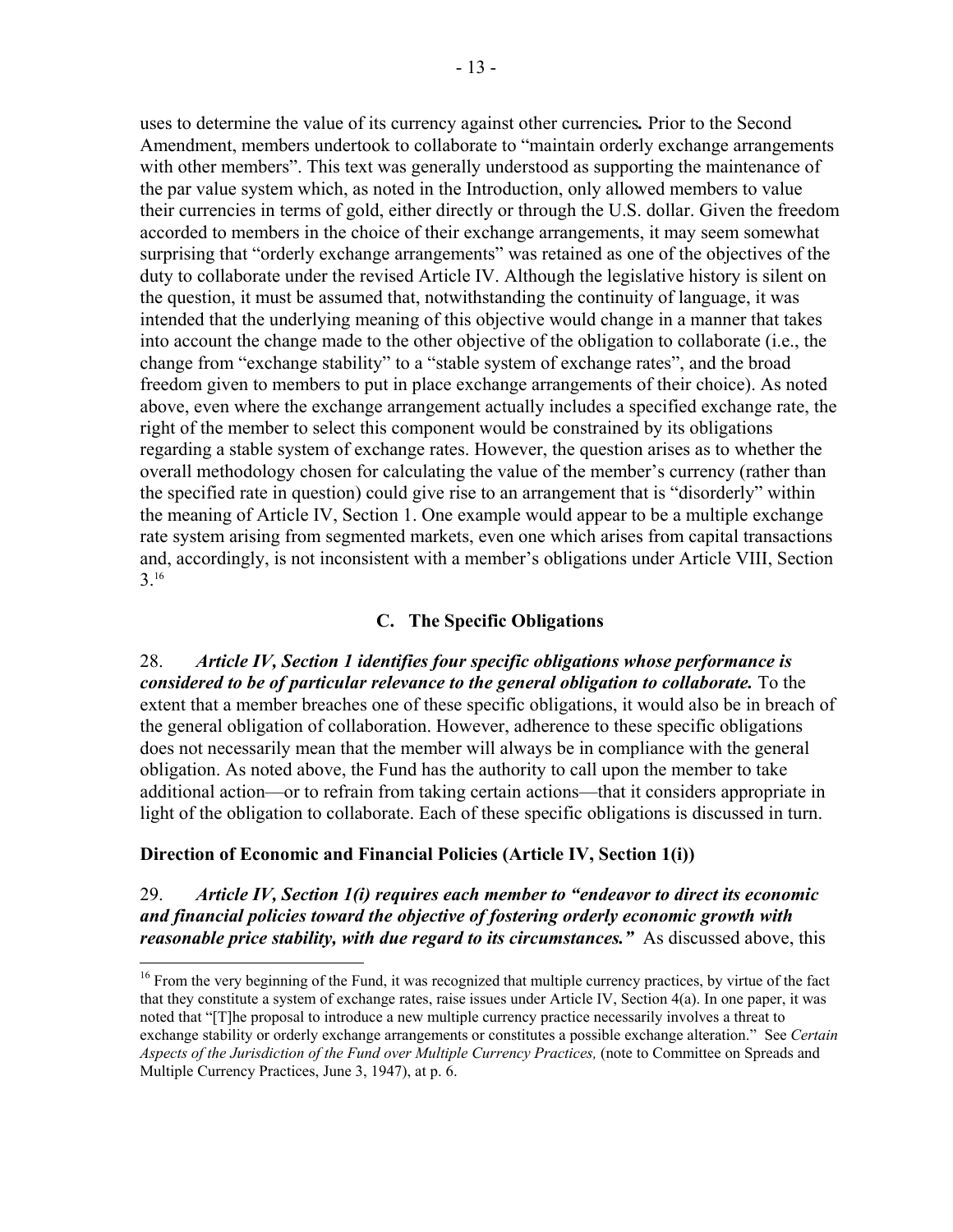uses to determine the value of its currency against other currencies**.** Prior to the Second Amendment, members undertook to collaborate to "maintain orderly exchange arrangements with other members". This text was generally understood as supporting the maintenance of the par value system which, as noted in the Introduction, only allowed members to value their currencies in terms of gold, either directly or through the U.S. dollar. Given the freedom accorded to members in the choice of their exchange arrangements, it may seem somewhat surprising that "orderly exchange arrangements" was retained as one of the objectives of the duty to collaborate under the revised Article IV. Although the legislative history is silent on the question, it must be assumed that, notwithstanding the continuity of language, it was intended that the underlying meaning of this objective would change in a manner that takes into account the change made to the other objective of the obligation to collaborate (i.e., the change from "exchange stability" to a "stable system of exchange rates", and the broad freedom given to members to put in place exchange arrangements of their choice). As noted above, even where the exchange arrangement actually includes a specified exchange rate, the right of the member to select this component would be constrained by its obligations regarding a stable system of exchange rates. However, the question arises as to whether the overall methodology chosen for calculating the value of the member's currency (rather than the specified rate in question) could give rise to an arrangement that is "disorderly" within the meaning of Article IV, Section 1. One example would appear to be a multiple exchange rate system arising from segmented markets, even one which arises from capital transactions and, accordingly, is not inconsistent with a member's obligations under Article VIII, Section 3.[16]

## C. The Specific Obligations

28. ***Article IV, Section 1 identifies four specific obligations whose performance is considered to be of particular relevance to the general obligation to collaborate.*** To the extent that a member breaches one of these specific obligations, it would also be in breach of the general obligation of collaboration. However, adherence to these specific obligations does not necessarily mean that the member will always be in compliance with the general obligation. As noted above, the Fund has the authority to call upon the member to take additional action—or to refrain from taking certain actions—that it considers appropriate in light of the obligation to collaborate. Each of these specific obligations is discussed in turn.

**Direction of Economic and Financial Policies (Article IV, Section 1(i))**

29. ***Article IV, Section 1(i) requires each member to "endeavor to direct its economic and financial policies toward the objective of fostering orderly economic growth with reasonable price stability, with due regard to its circumstances."*** As discussed above, this

---

[16] From the very beginning of the Fund, it was recognized that multiple currency practices, by virtue of the fact that they constitute a system of exchange rates, raise issues under Article IV, Section 4(a). In one paper, it was noted that "[T]he proposal to introduce a new multiple currency practice necessarily involves a threat to exchange stability or orderly exchange arrangements or constitutes a possible exchange alteration." See *Certain Aspects of the Jurisdiction of the Fund over Multiple Currency Practices,* (note to Committee on Spreads and Multiple Currency Practices, June 3, 1947), at p. 6.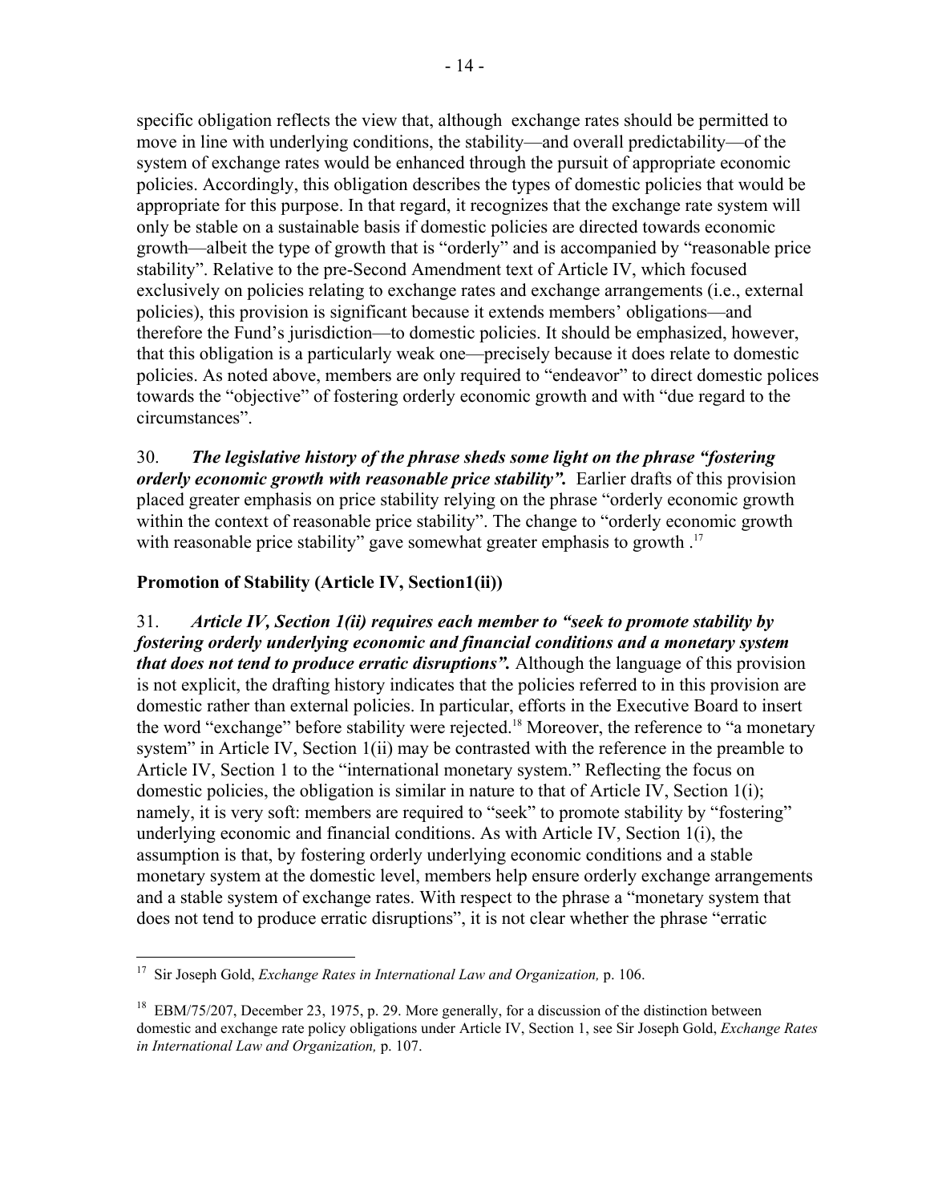specific obligation reflects the view that, although exchange rates should be permitted to move in line with underlying conditions, the stability—and overall predictability—of the system of exchange rates would be enhanced through the pursuit of appropriate economic policies. Accordingly, this obligation describes the types of domestic policies that would be appropriate for this purpose. In that regard, it recognizes that the exchange rate system will only be stable on a sustainable basis if domestic policies are directed towards economic growth—albeit the type of growth that is "orderly" and is accompanied by "reasonable price stability". Relative to the pre-Second Amendment text of Article IV, which focused exclusively on policies relating to exchange rates and exchange arrangements (i.e., external policies), this provision is significant because it extends members' obligations—and therefore the Fund's jurisdiction—to domestic policies. It should be emphasized, however, that this obligation is a particularly weak one—precisely because it does relate to domestic policies. As noted above, members are only required to "endeavor" to direct domestic polices towards the "objective" of fostering orderly economic growth and with "due regard to the circumstances".

30. ***The legislative history of the phrase sheds some light on the phrase "fostering orderly economic growth with reasonable price stability".*** Earlier drafts of this provision placed greater emphasis on price stability relying on the phrase "orderly economic growth within the context of reasonable price stability". The change to "orderly economic growth with reasonable price stability" gave somewhat greater emphasis to growth .[17]

**Promotion of Stability (Article IV, Section1(ii))**

31. ***Article IV, Section 1(ii) requires each member to "seek to promote stability by fostering orderly underlying economic and financial conditions and a monetary system that does not tend to produce erratic disruptions".*** Although the language of this provision is not explicit, the drafting history indicates that the policies referred to in this provision are domestic rather than external policies. In particular, efforts in the Executive Board to insert the word "exchange" before stability were rejected.[18] Moreover, the reference to "a monetary system" in Article IV, Section 1(ii) may be contrasted with the reference in the preamble to Article IV, Section 1 to the "international monetary system." Reflecting the focus on domestic policies, the obligation is similar in nature to that of Article IV, Section 1(i); namely, it is very soft: members are required to "seek" to promote stability by "fostering" underlying economic and financial conditions. As with Article IV, Section 1(i), the assumption is that, by fostering orderly underlying economic conditions and a stable monetary system at the domestic level, members help ensure orderly exchange arrangements and a stable system of exchange rates. With respect to the phrase a "monetary system that does not tend to produce erratic disruptions", it is not clear whether the phrase "erratic

---

[17] Sir Joseph Gold, *Exchange Rates in International Law and Organization,* p. 106.

[18] EBM/75/207, December 23, 1975, p. 29. More generally, for a discussion of the distinction between domestic and exchange rate policy obligations under Article IV, Section 1, see Sir Joseph Gold, *Exchange Rates in International Law and Organization,* p. 107.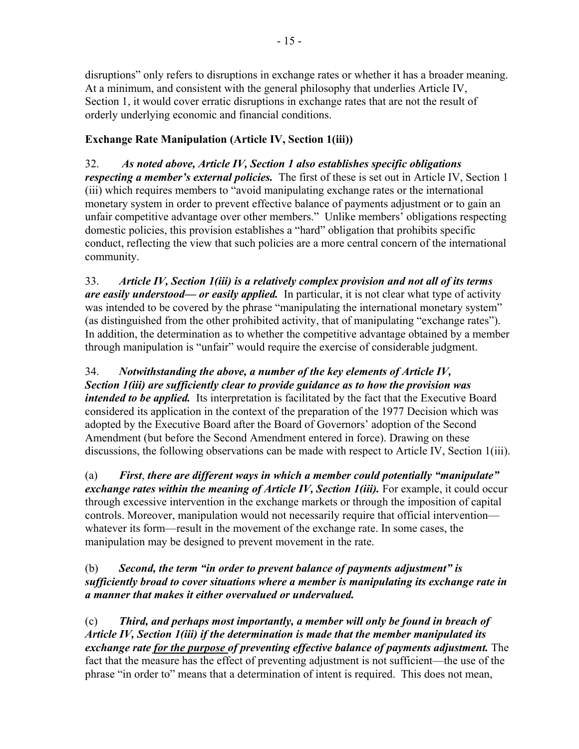disruptions" only refers to disruptions in exchange rates or whether it has a broader meaning. At a minimum, and consistent with the general philosophy that underlies Article IV, Section 1, it would cover erratic disruptions in exchange rates that are not the result of orderly underlying economic and financial conditions.

**Exchange Rate Manipulation (Article IV, Section 1(iii))**

32. ***As noted above, Article IV, Section 1 also establishes specific obligations respecting a member's external policies.*** The first of these is set out in Article IV, Section 1 (iii) which requires members to "avoid manipulating exchange rates or the international monetary system in order to prevent effective balance of payments adjustment or to gain an unfair competitive advantage over other members." Unlike members' obligations respecting domestic policies, this provision establishes a "hard" obligation that prohibits specific conduct, reflecting the view that such policies are a more central concern of the international community.

33. ***Article IV, Section 1(iii) is a relatively complex provision and not all of its terms are easily understood— or easily applied.*** In particular, it is not clear what type of activity was intended to be covered by the phrase "manipulating the international monetary system" (as distinguished from the other prohibited activity, that of manipulating "exchange rates"). In addition, the determination as to whether the competitive advantage obtained by a member through manipulation is "unfair" would require the exercise of considerable judgment.

34. ***Notwithstanding the above, a number of the key elements of Article IV, Section 1(iii) are sufficiently clear to provide guidance as to how the provision was intended to be applied.*** Its interpretation is facilitated by the fact that the Executive Board considered its application in the context of the preparation of the 1977 Decision which was adopted by the Executive Board after the Board of Governors' adoption of the Second Amendment (but before the Second Amendment entered in force). Drawing on these discussions, the following observations can be made with respect to Article IV, Section 1(iii).

(a) ***First**, **there are different ways in which a member could potentially "manipulate" exchange rates within the meaning of Article IV, Section 1(iii).*** For example, it could occur through excessive intervention in the exchange markets or through the imposition of capital controls. Moreover, manipulation would not necessarily require that official intervention—whatever its form—result in the movement of the exchange rate. In some cases, the manipulation may be designed to prevent movement in the rate.

(b) ***Second, the term "in order to prevent balance of payments adjustment" is sufficiently broad to cover situations where a member is manipulating its exchange rate in a manner that makes it either overvalued or undervalued.***

(c) ***Third, and perhaps most importantly, a member will only be found in breach of Article IV, Section 1(iii) if the determination is made that the member manipulated its exchange rate <u>for the purpose</u> of preventing effective balance of payments adjustment.*** The fact that the measure has the effect of preventing adjustment is not sufficient—the use of the phrase "in order to" means that a determination of intent is required. This does not mean,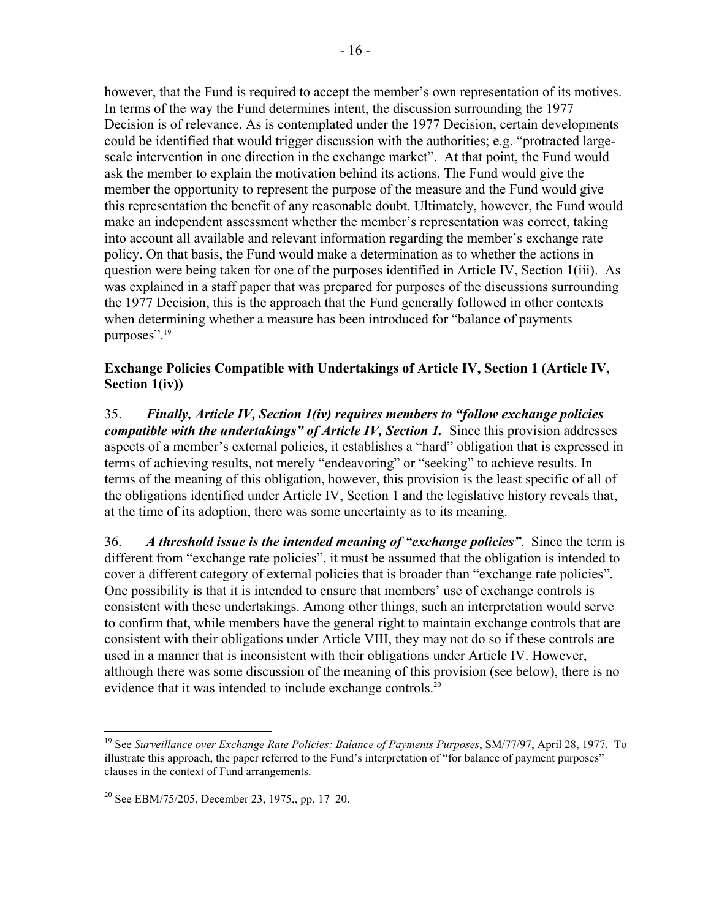however, that the Fund is required to accept the member's own representation of its motives. In terms of the way the Fund determines intent, the discussion surrounding the 1977 Decision is of relevance. As is contemplated under the 1977 Decision, certain developments could be identified that would trigger discussion with the authorities; e.g. "protracted large-scale intervention in one direction in the exchange market". At that point, the Fund would ask the member to explain the motivation behind its actions. The Fund would give the member the opportunity to represent the purpose of the measure and the Fund would give this representation the benefit of any reasonable doubt. Ultimately, however, the Fund would make an independent assessment whether the member's representation was correct, taking into account all available and relevant information regarding the member's exchange rate policy. On that basis, the Fund would make a determination as to whether the actions in question were being taken for one of the purposes identified in Article IV, Section 1(iii). As was explained in a staff paper that was prepared for purposes of the discussions surrounding the 1977 Decision, this is the approach that the Fund generally followed in other contexts when determining whether a measure has been introduced for "balance of payments purposes".[19]

**Exchange Policies Compatible with Undertakings of Article IV, Section 1 (Article IV, Section 1(iv))**

35. ***Finally, Article IV, Section 1(iv) requires members to "follow exchange policies compatible with the undertakings" of Article IV, Section 1.*** Since this provision addresses aspects of a member's external policies, it establishes a "hard" obligation that is expressed in terms of achieving results, not merely "endeavoring" or "seeking" to achieve results. In terms of the meaning of this obligation, however, this provision is the least specific of all of the obligations identified under Article IV, Section 1 and the legislative history reveals that, at the time of its adoption, there was some uncertainty as to its meaning.

36. ***A threshold issue is the intended meaning of "exchange policies".*** Since the term is different from "exchange rate policies", it must be assumed that the obligation is intended to cover a different category of external policies that is broader than "exchange rate policies". One possibility is that it is intended to ensure that members' use of exchange controls is consistent with these undertakings. Among other things, such an interpretation would serve to confirm that, while members have the general right to maintain exchange controls that are consistent with their obligations under Article VIII, they may not do so if these controls are used in a manner that is inconsistent with their obligations under Article IV. However, although there was some discussion of the meaning of this provision (see below), there is no evidence that it was intended to include exchange controls.[20]

---

[19] See *Surveillance over Exchange Rate Policies: Balance of Payments Purposes*, SM/77/97, April 28, 1977. To illustrate this approach, the paper referred to the Fund's interpretation of "for balance of payment purposes" clauses in the context of Fund arrangements.

[20] See EBM/75/205, December 23, 1975,, pp. 17–20.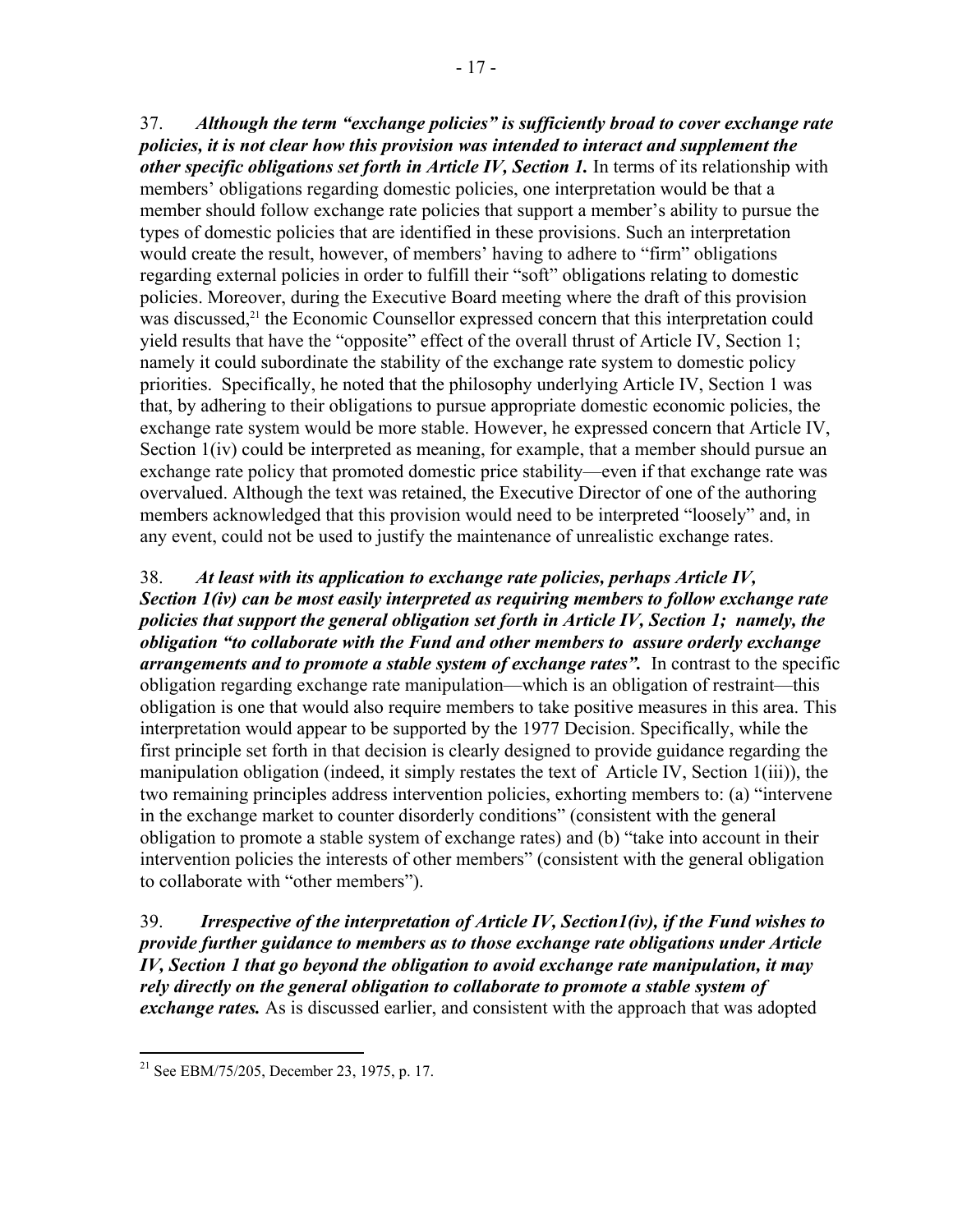37. ***Although the term "exchange policies" is sufficiently broad to cover exchange rate policies, it is not clear how this provision was intended to interact and supplement the other specific obligations set forth in Article IV, Section 1.*** In terms of its relationship with members' obligations regarding domestic policies, one interpretation would be that a member should follow exchange rate policies that support a member's ability to pursue the types of domestic policies that are identified in these provisions. Such an interpretation would create the result, however, of members' having to adhere to "firm" obligations regarding external policies in order to fulfill their "soft" obligations relating to domestic policies. Moreover, during the Executive Board meeting where the draft of this provision was discussed,[21] the Economic Counsellor expressed concern that this interpretation could yield results that have the "opposite" effect of the overall thrust of Article IV, Section 1; namely it could subordinate the stability of the exchange rate system to domestic policy priorities. Specifically, he noted that the philosophy underlying Article IV, Section 1 was that, by adhering to their obligations to pursue appropriate domestic economic policies, the exchange rate system would be more stable. However, he expressed concern that Article IV, Section 1(iv) could be interpreted as meaning, for example, that a member should pursue an exchange rate policy that promoted domestic price stability—even if that exchange rate was overvalued. Although the text was retained, the Executive Director of one of the authoring members acknowledged that this provision would need to be interpreted "loosely" and, in any event, could not be used to justify the maintenance of unrealistic exchange rates.

38. ***At least with its application to exchange rate policies, perhaps Article IV, Section 1(iv) can be most easily interpreted as requiring members to follow exchange rate policies that support the general obligation set forth in Article IV, Section 1; namely, the obligation "to collaborate with the Fund and other members to assure orderly exchange arrangements and to promote a stable system of exchange rates".*** In contrast to the specific obligation regarding exchange rate manipulation—which is an obligation of restraint—this obligation is one that would also require members to take positive measures in this area. This interpretation would appear to be supported by the 1977 Decision. Specifically, while the first principle set forth in that decision is clearly designed to provide guidance regarding the manipulation obligation (indeed, it simply restates the text of Article IV, Section 1(iii)), the two remaining principles address intervention policies, exhorting members to: (a) "intervene in the exchange market to counter disorderly conditions" (consistent with the general obligation to promote a stable system of exchange rates) and (b) "take into account in their intervention policies the interests of other members" (consistent with the general obligation to collaborate with "other members").

39. ***Irrespective of the interpretation of Article IV, Section1(iv), if the Fund wishes to provide further guidance to members as to those exchange rate obligations under Article IV, Section 1 that go beyond the obligation to avoid exchange rate manipulation, it may rely directly on the general obligation to collaborate to promote a stable system of exchange rates.*** As is discussed earlier, and consistent with the approach that was adopted

---

[21] See EBM/75/205, December 23, 1975, p. 17.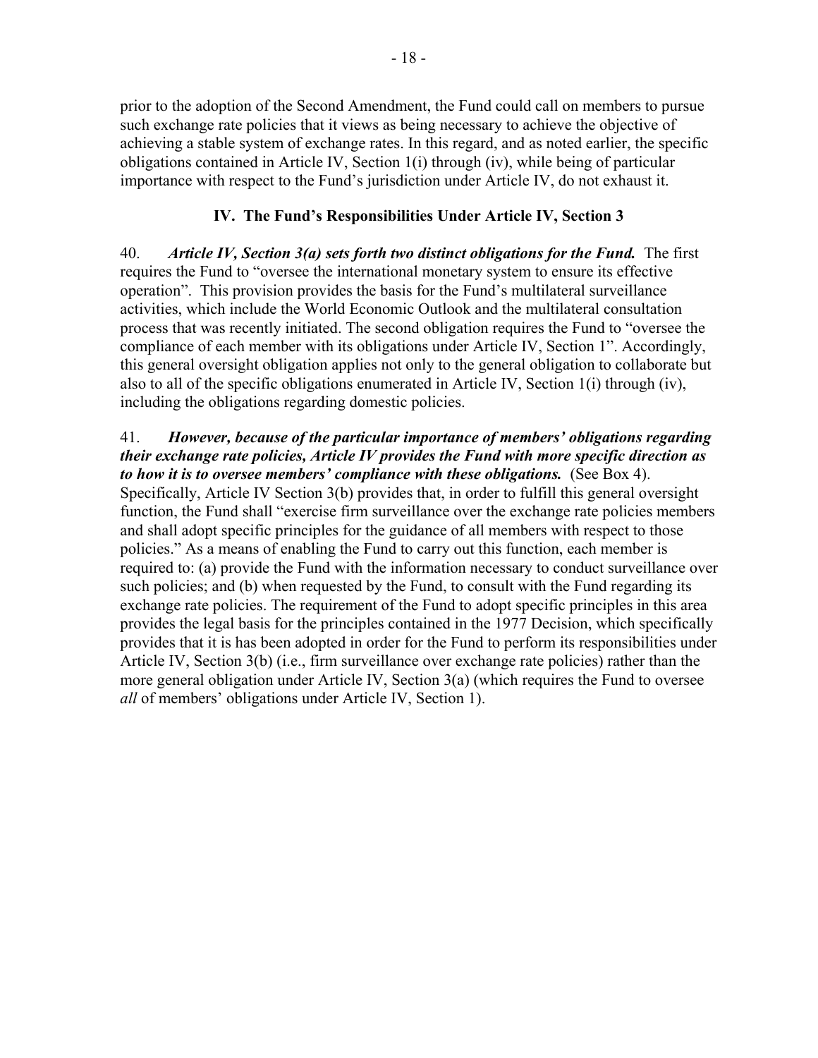prior to the adoption of the Second Amendment, the Fund could call on members to pursue such exchange rate policies that it views as being necessary to achieve the objective of achieving a stable system of exchange rates. In this regard, and as noted earlier, the specific obligations contained in Article IV, Section 1(i) through (iv), while being of particular importance with respect to the Fund's jurisdiction under Article IV, do not exhaust it.

## IV. The Fund's Responsibilities Under Article IV, Section 3

40. ***Article IV, Section 3(a) sets forth two distinct obligations for the Fund.*** The first requires the Fund to "oversee the international monetary system to ensure its effective operation". This provision provides the basis for the Fund's multilateral surveillance activities, which include the World Economic Outlook and the multilateral consultation process that was recently initiated. The second obligation requires the Fund to "oversee the compliance of each member with its obligations under Article IV, Section 1". Accordingly, this general oversight obligation applies not only to the general obligation to collaborate but also to all of the specific obligations enumerated in Article IV, Section 1(i) through (iv), including the obligations regarding domestic policies.

41. ***However, because of the particular importance of members' obligations regarding their exchange rate policies, Article IV provides the Fund with more specific direction as to how it is to oversee members' compliance with these obligations.*** (See Box 4). Specifically, Article IV Section 3(b) provides that, in order to fulfill this general oversight function, the Fund shall "exercise firm surveillance over the exchange rate policies members and shall adopt specific principles for the guidance of all members with respect to those policies." As a means of enabling the Fund to carry out this function, each member is required to: (a) provide the Fund with the information necessary to conduct surveillance over such policies; and (b) when requested by the Fund, to consult with the Fund regarding its exchange rate policies. The requirement of the Fund to adopt specific principles in this area provides the legal basis for the principles contained in the 1977 Decision, which specifically provides that it is has been adopted in order for the Fund to perform its responsibilities under Article IV, Section 3(b) (i.e., firm surveillance over exchange rate policies) rather than the more general obligation under Article IV, Section 3(a) (which requires the Fund to oversee *all* of members' obligations under Article IV, Section 1).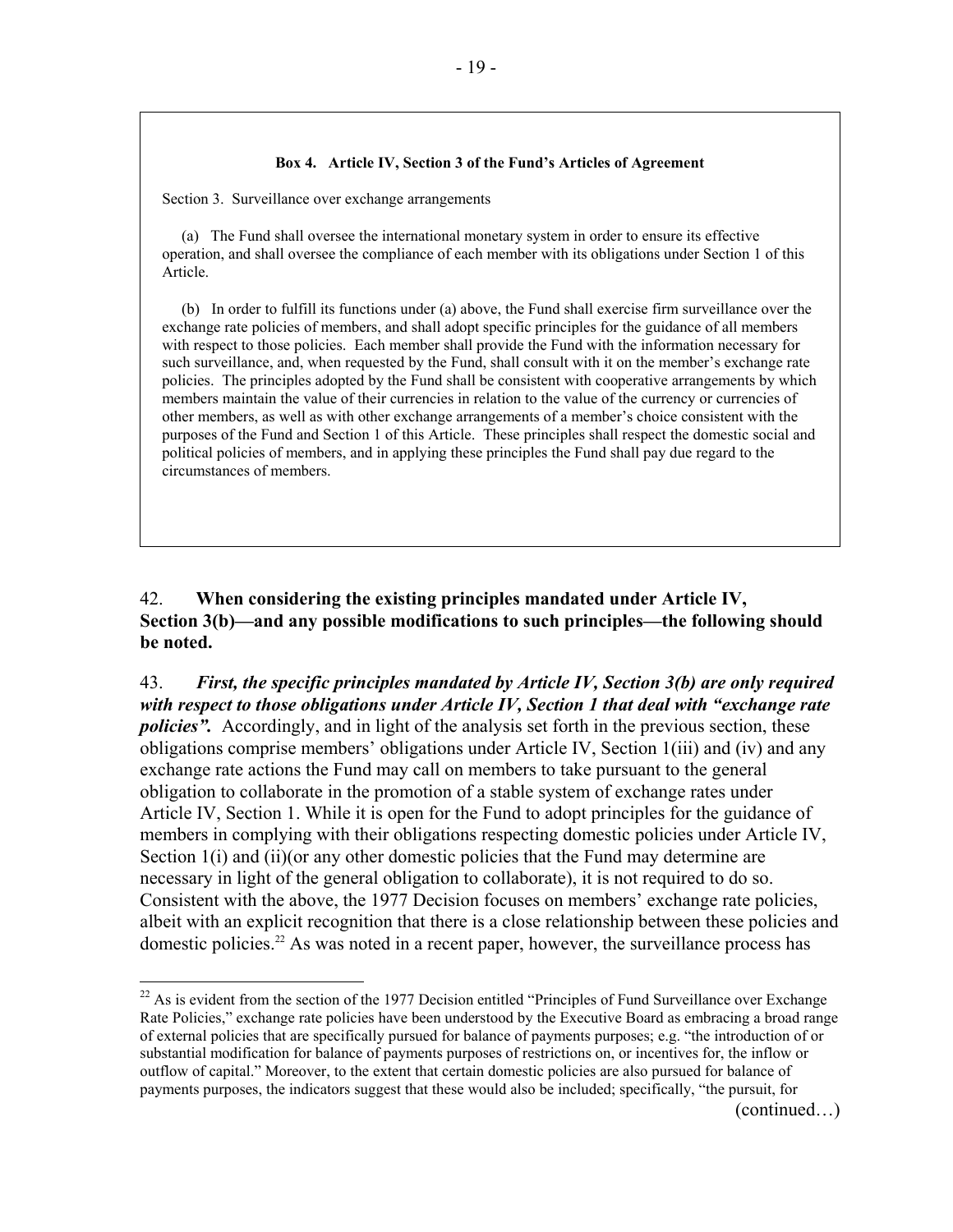**Box 4. Article IV, Section 3 of the Fund's Articles of Agreement**

Section 3. Surveillance over exchange arrangements

(a) The Fund shall oversee the international monetary system in order to ensure its effective operation, and shall oversee the compliance of each member with its obligations under Section 1 of this Article.

(b) In order to fulfill its functions under (a) above, the Fund shall exercise firm surveillance over the exchange rate policies of members, and shall adopt specific principles for the guidance of all members with respect to those policies. Each member shall provide the Fund with the information necessary for such surveillance, and, when requested by the Fund, shall consult with it on the member's exchange rate policies. The principles adopted by the Fund shall be consistent with cooperative arrangements by which members maintain the value of their currencies in relation to the value of the currency or currencies of other members, as well as with other exchange arrangements of a member's choice consistent with the purposes of the Fund and Section 1 of this Article. These principles shall respect the domestic social and political policies of members, and in applying these principles the Fund shall pay due regard to the circumstances of members.

42. **When considering the existing principles mandated under Article IV, Section 3(b)—and any possible modifications to such principles—the following should be noted.**

43. ***First, the specific principles mandated by Article IV, Section 3(b) are only required with respect to those obligations under Article IV, Section 1 that deal with "exchange rate policies".*** Accordingly, and in light of the analysis set forth in the previous section, these obligations comprise members' obligations under Article IV, Section 1(iii) and (iv) and any exchange rate actions the Fund may call on members to take pursuant to the general obligation to collaborate in the promotion of a stable system of exchange rates under Article IV, Section 1. While it is open for the Fund to adopt principles for the guidance of members in complying with their obligations respecting domestic policies under Article IV, Section 1(i) and (ii)(or any other domestic policies that the Fund may determine are necessary in light of the general obligation to collaborate), it is not required to do so. Consistent with the above, the 1977 Decision focuses on members' exchange rate policies, albeit with an explicit recognition that there is a close relationship between these policies and domestic policies.[22] As was noted in a recent paper, however, the surveillance process has

[22] As is evident from the section of the 1977 Decision entitled "Principles of Fund Surveillance over Exchange Rate Policies," exchange rate policies have been understood by the Executive Board as embracing a broad range of external policies that are specifically pursued for balance of payments purposes; e.g. "the introduction of or substantial modification for balance of payments purposes of restrictions on, or incentives for, the inflow or outflow of capital." Moreover, to the extent that certain domestic policies are also pursued for balance of payments purposes, the indicators suggest that these would also be included; specifically, "the pursuit, for

(continued…)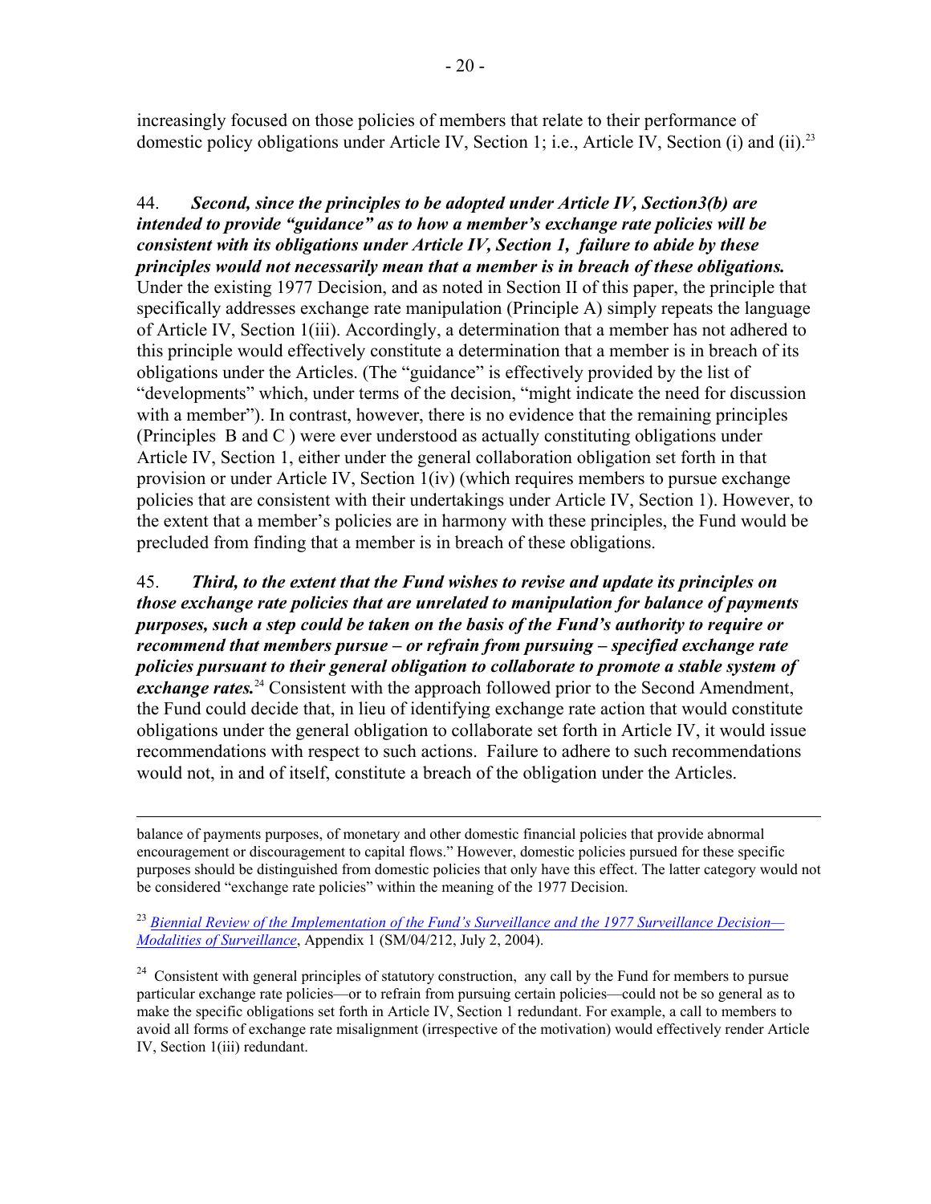increasingly focused on those policies of members that relate to their performance of domestic policy obligations under Article IV, Section 1; i.e., Article IV, Section (i) and (ii).[23]

44. ***Second, since the principles to be adopted under Article IV, Section3(b) are intended to provide "guidance" as to how a member's exchange rate policies will be consistent with its obligations under Article IV, Section 1, failure to abide by these principles would not necessarily mean that a member is in breach of these obligations.*** Under the existing 1977 Decision, and as noted in Section II of this paper, the principle that specifically addresses exchange rate manipulation (Principle A) simply repeats the language of Article IV, Section 1(iii). Accordingly, a determination that a member has not adhered to this principle would effectively constitute a determination that a member is in breach of its obligations under the Articles. (The "guidance" is effectively provided by the list of "developments" which, under terms of the decision, "might indicate the need for discussion with a member"). In contrast, however, there is no evidence that the remaining principles (Principles B and C ) were ever understood as actually constituting obligations under Article IV, Section 1, either under the general collaboration obligation set forth in that provision or under Article IV, Section 1(iv) (which requires members to pursue exchange policies that are consistent with their undertakings under Article IV, Section 1). However, to the extent that a member's policies are in harmony with these principles, the Fund would be precluded from finding that a member is in breach of these obligations.

45. ***Third, to the extent that the Fund wishes to revise and update its principles on those exchange rate policies that are unrelated to manipulation for balance of payments purposes, such a step could be taken on the basis of the Fund's authority to require or recommend that members pursue – or refrain from pursuing – specified exchange rate policies pursuant to their general obligation to collaborate to promote a stable system of exchange rates.***[24] Consistent with the approach followed prior to the Second Amendment, the Fund could decide that, in lieu of identifying exchange rate action that would constitute obligations under the general obligation to collaborate set forth in Article IV, it would issue recommendations with respect to such actions. Failure to adhere to such recommendations would not, in and of itself, constitute a breach of the obligation under the Articles.

---

balance of payments purposes, of monetary and other domestic financial policies that provide abnormal encouragement or discouragement to capital flows." However, domestic policies pursued for these specific purposes should be distinguished from domestic policies that only have this effect. The latter category would not be considered "exchange rate policies" within the meaning of the 1977 Decision.

[23] *Biennial Review of the Implementation of the Fund's Surveillance and the 1977 Surveillance Decision—Modalities of Surveillance*, Appendix 1 (SM/04/212, July 2, 2004).

[24] Consistent with general principles of statutory construction, any call by the Fund for members to pursue particular exchange rate policies—or to refrain from pursuing certain policies—could not be so general as to make the specific obligations set forth in Article IV, Section 1 redundant. For example, a call to members to avoid all forms of exchange rate misalignment (irrespective of the motivation) would effectively render Article IV, Section 1(iii) redundant.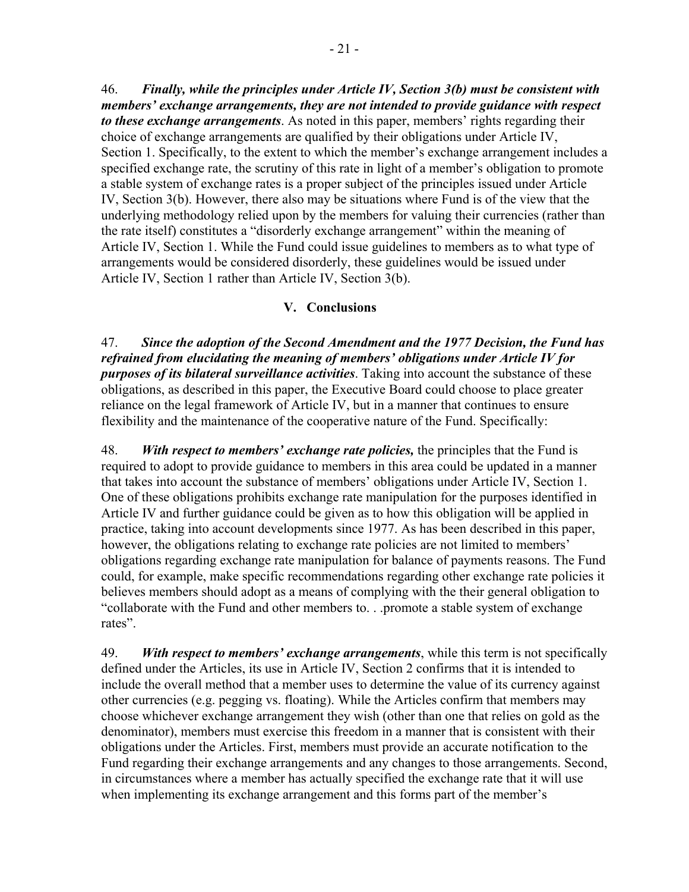46. ***Finally, while the principles under Article IV, Section 3(b) must be consistent with members' exchange arrangements, they are not intended to provide guidance with respect to these exchange arrangements***. As noted in this paper, members' rights regarding their choice of exchange arrangements are qualified by their obligations under Article IV, Section 1. Specifically, to the extent to which the member's exchange arrangement includes a specified exchange rate, the scrutiny of this rate in light of a member's obligation to promote a stable system of exchange rates is a proper subject of the principles issued under Article IV, Section 3(b). However, there also may be situations where Fund is of the view that the underlying methodology relied upon by the members for valuing their currencies (rather than the rate itself) constitutes a "disorderly exchange arrangement" within the meaning of Article IV, Section 1. While the Fund could issue guidelines to members as to what type of arrangements would be considered disorderly, these guidelines would be issued under Article IV, Section 1 rather than Article IV, Section 3(b).

## V. Conclusions

47. ***Since the adoption of the Second Amendment and the 1977 Decision, the Fund has refrained from elucidating the meaning of members' obligations under Article IV for purposes of its bilateral surveillance activities***. Taking into account the substance of these obligations, as described in this paper, the Executive Board could choose to place greater reliance on the legal framework of Article IV, but in a manner that continues to ensure flexibility and the maintenance of the cooperative nature of the Fund. Specifically:

48. ***With respect to members' exchange rate policies,*** the principles that the Fund is required to adopt to provide guidance to members in this area could be updated in a manner that takes into account the substance of members' obligations under Article IV, Section 1. One of these obligations prohibits exchange rate manipulation for the purposes identified in Article IV and further guidance could be given as to how this obligation will be applied in practice, taking into account developments since 1977. As has been described in this paper, however, the obligations relating to exchange rate policies are not limited to members' obligations regarding exchange rate manipulation for balance of payments reasons. The Fund could, for example, make specific recommendations regarding other exchange rate policies it believes members should adopt as a means of complying with the their general obligation to "collaborate with the Fund and other members to. . .promote a stable system of exchange rates".

49. ***With respect to members' exchange arrangements***, while this term is not specifically defined under the Articles, its use in Article IV, Section 2 confirms that it is intended to include the overall method that a member uses to determine the value of its currency against other currencies (e.g. pegging vs. floating). While the Articles confirm that members may choose whichever exchange arrangement they wish (other than one that relies on gold as the denominator), members must exercise this freedom in a manner that is consistent with their obligations under the Articles. First, members must provide an accurate notification to the Fund regarding their exchange arrangements and any changes to those arrangements. Second, in circumstances where a member has actually specified the exchange rate that it will use when implementing its exchange arrangement and this forms part of the member's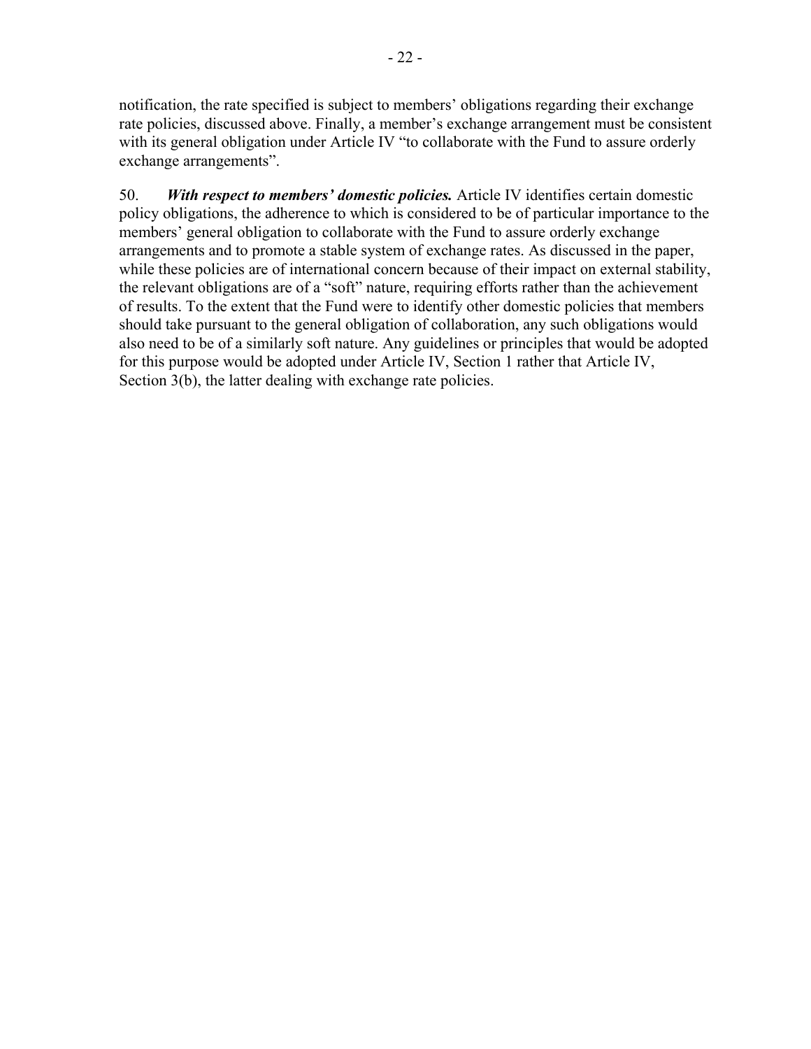notification, the rate specified is subject to members' obligations regarding their exchange rate policies, discussed above. Finally, a member's exchange arrangement must be consistent with its general obligation under Article IV "to collaborate with the Fund to assure orderly exchange arrangements".

50. ***With respect to members' domestic policies.*** Article IV identifies certain domestic policy obligations, the adherence to which is considered to be of particular importance to the members' general obligation to collaborate with the Fund to assure orderly exchange arrangements and to promote a stable system of exchange rates. As discussed in the paper, while these policies are of international concern because of their impact on external stability, the relevant obligations are of a "soft" nature, requiring efforts rather than the achievement of results. To the extent that the Fund were to identify other domestic policies that members should take pursuant to the general obligation of collaboration, any such obligations would also need to be of a similarly soft nature. Any guidelines or principles that would be adopted for this purpose would be adopted under Article IV, Section 1 rather that Article IV, Section 3(b), the latter dealing with exchange rate policies.